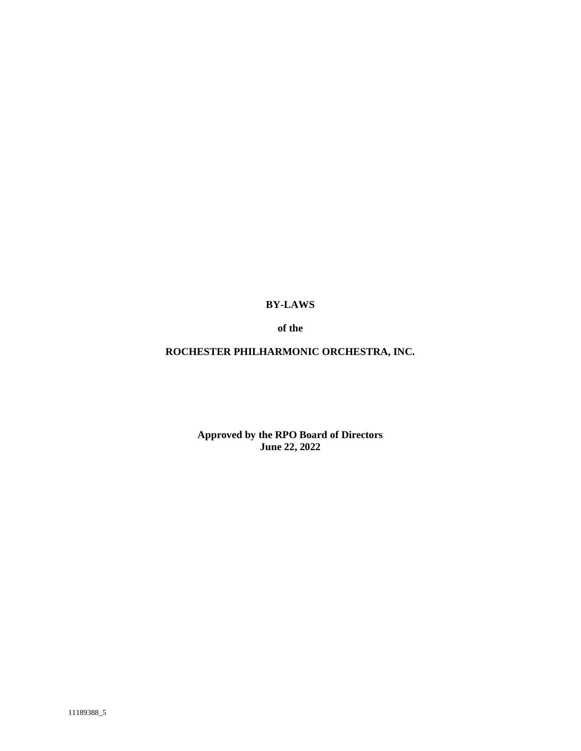# BY-LAWS

**of the**

# ROCHESTER PHILHARMONIC ORCHESTRA, INC.

**Approved by the RPO Board of Directors**
**June 22, 2022**

11189388_5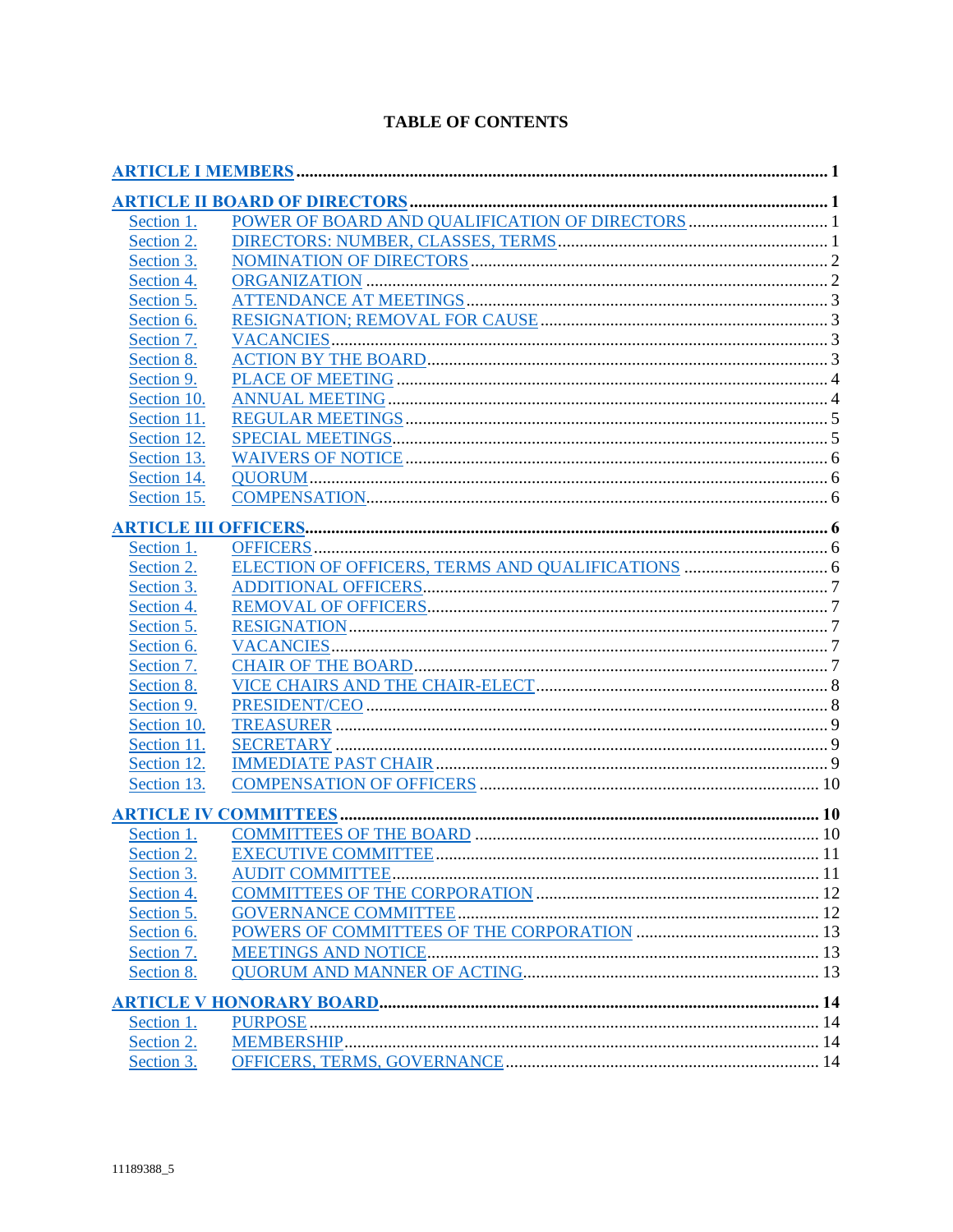# TABLE OF CONTENTS

| | | |
|---|---|---|
| **ARTICLE I MEMBERS** | | **1** |
| **ARTICLE II BOARD OF DIRECTORS** | | **1** |
| Section 1. | POWER OF BOARD AND QUALIFICATION OF DIRECTORS | 1 |
| Section 2. | DIRECTORS: NUMBER, CLASSES, TERMS | 1 |
| Section 3. | NOMINATION OF DIRECTORS | 2 |
| Section 4. | ORGANIZATION | 2 |
| Section 5. | ATTENDANCE AT MEETINGS | 3 |
| Section 6. | RESIGNATION; REMOVAL FOR CAUSE | 3 |
| Section 7. | VACANCIES | 3 |
| Section 8. | ACTION BY THE BOARD | 3 |
| Section 9. | PLACE OF MEETING | 4 |
| Section 10. | ANNUAL MEETING | 4 |
| Section 11. | REGULAR MEETINGS | 5 |
| Section 12. | SPECIAL MEETINGS | 5 |
| Section 13. | WAIVERS OF NOTICE | 6 |
| Section 14. | QUORUM | 6 |
| Section 15. | COMPENSATION | 6 |
| **ARTICLE III OFFICERS** | | **6** |
| Section 1. | OFFICERS | 6 |
| Section 2. | ELECTION OF OFFICERS, TERMS AND QUALIFICATIONS | 6 |
| Section 3. | ADDITIONAL OFFICERS | 7 |
| Section 4. | REMOVAL OF OFFICERS | 7 |
| Section 5. | RESIGNATION | 7 |
| Section 6. | VACANCIES | 7 |
| Section 7. | CHAIR OF THE BOARD | 7 |
| Section 8. | VICE CHAIRS AND THE CHAIR-ELECT | 8 |
| Section 9. | PRESIDENT/CEO | 8 |
| Section 10. | TREASURER | 9 |
| Section 11. | SECRETARY | 9 |
| Section 12. | IMMEDIATE PAST CHAIR | 9 |
| Section 13. | COMPENSATION OF OFFICERS | 10 |
| **ARTICLE IV COMMITTEES** | | **10** |
| Section 1. | COMMITTEES OF THE BOARD | 10 |
| Section 2. | EXECUTIVE COMMITTEE | 11 |
| Section 3. | AUDIT COMMITTEE | 11 |
| Section 4. | COMMITTEES OF THE CORPORATION | 12 |
| Section 5. | GOVERNANCE COMMITTEE | 12 |
| Section 6. | POWERS OF COMMITTEES OF THE CORPORATION | 13 |
| Section 7. | MEETINGS AND NOTICE | 13 |
| Section 8. | QUORUM AND MANNER OF ACTING | 13 |
| **ARTICLE V HONORARY BOARD** | | **14** |
| Section 1. | PURPOSE | 14 |
| Section 2. | MEMBERSHIP | 14 |
| Section 3. | OFFICERS, TERMS, GOVERNANCE | 14 |

11189388_5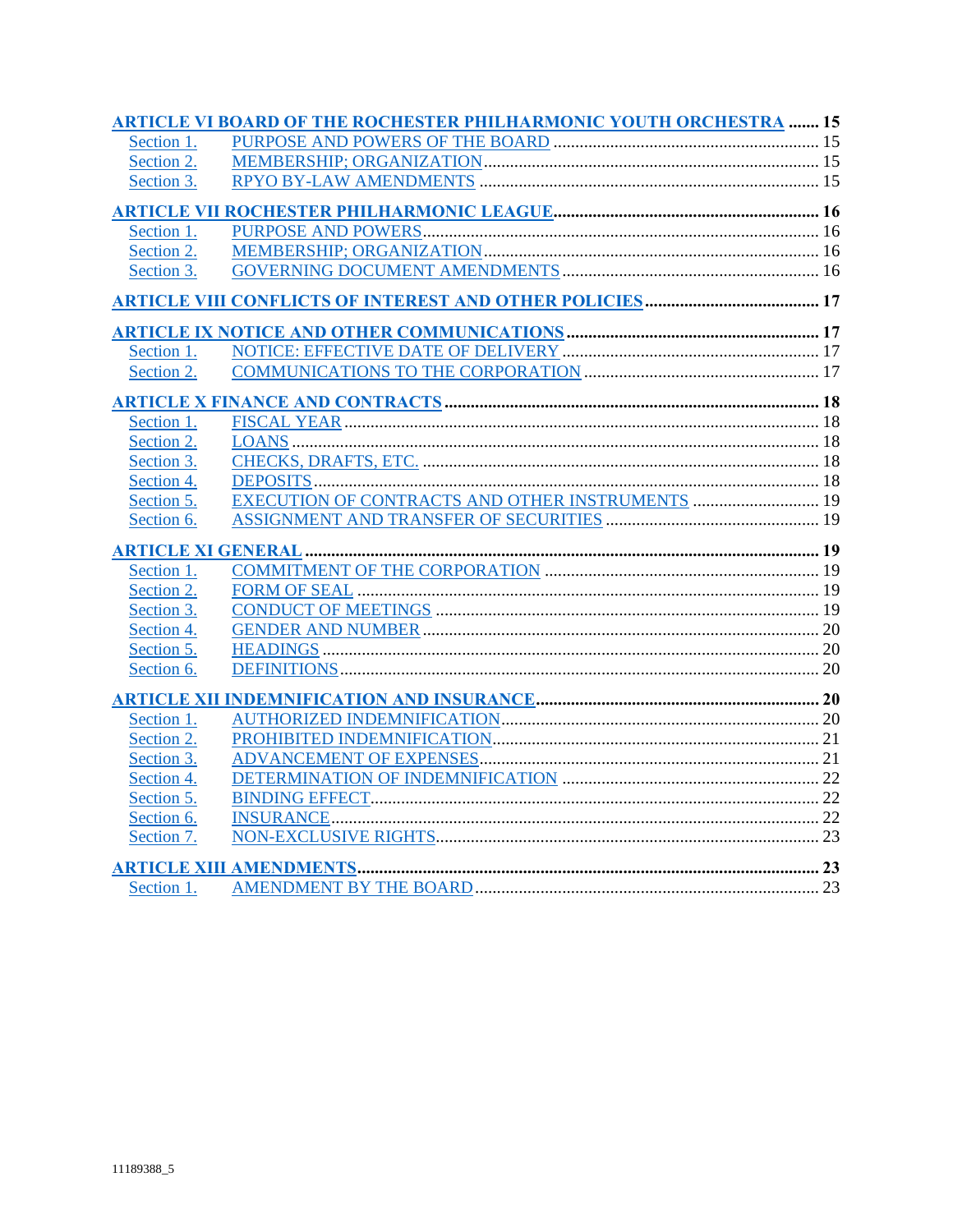**ARTICLE VI BOARD OF THE ROCHESTER PHILHARMONIC YOUTH ORCHESTRA** ....... **15**

Section 1. PURPOSE AND POWERS OF THE BOARD ..... 15
Section 2. MEMBERSHIP; ORGANIZATION ..... 15
Section 3. RPYO BY-LAW AMENDMENTS ..... 15

**ARTICLE VII ROCHESTER PHILHARMONIC LEAGUE** ..... **16**

Section 1. PURPOSE AND POWERS ..... 16
Section 2. MEMBERSHIP; ORGANIZATION ..... 16
Section 3. GOVERNING DOCUMENT AMENDMENTS ..... 16

**ARTICLE VIII CONFLICTS OF INTEREST AND OTHER POLICIES** ..... **17**

**ARTICLE IX NOTICE AND OTHER COMMUNICATIONS** ..... **17**

Section 1. NOTICE: EFFECTIVE DATE OF DELIVERY ..... 17
Section 2. COMMUNICATIONS TO THE CORPORATION ..... 17

**ARTICLE X FINANCE AND CONTRACTS** ..... **18**

Section 1. FISCAL YEAR ..... 18
Section 2. LOANS ..... 18
Section 3. CHECKS, DRAFTS, ETC. ..... 18
Section 4. DEPOSITS ..... 18
Section 5. EXECUTION OF CONTRACTS AND OTHER INSTRUMENTS ..... 19
Section 6. ASSIGNMENT AND TRANSFER OF SECURITIES ..... 19

**ARTICLE XI GENERAL** ..... **19**

Section 1. COMMITMENT OF THE CORPORATION ..... 19
Section 2. FORM OF SEAL ..... 19
Section 3. CONDUCT OF MEETINGS ..... 19
Section 4. GENDER AND NUMBER ..... 20
Section 5. HEADINGS ..... 20
Section 6. DEFINITIONS ..... 20

**ARTICLE XII INDEMNIFICATION AND INSURANCE** ..... **20**

Section 1. AUTHORIZED INDEMNIFICATION ..... 20
Section 2. PROHIBITED INDEMNIFICATION ..... 21
Section 3. ADVANCEMENT OF EXPENSES ..... 21
Section 4. DETERMINATION OF INDEMNIFICATION ..... 22
Section 5. BINDING EFFECT ..... 22
Section 6. INSURANCE ..... 22
Section 7. NON-EXCLUSIVE RIGHTS ..... 23

**ARTICLE XIII AMENDMENTS** ..... **23**

Section 1. AMENDMENT BY THE BOARD ..... 23

11189388_5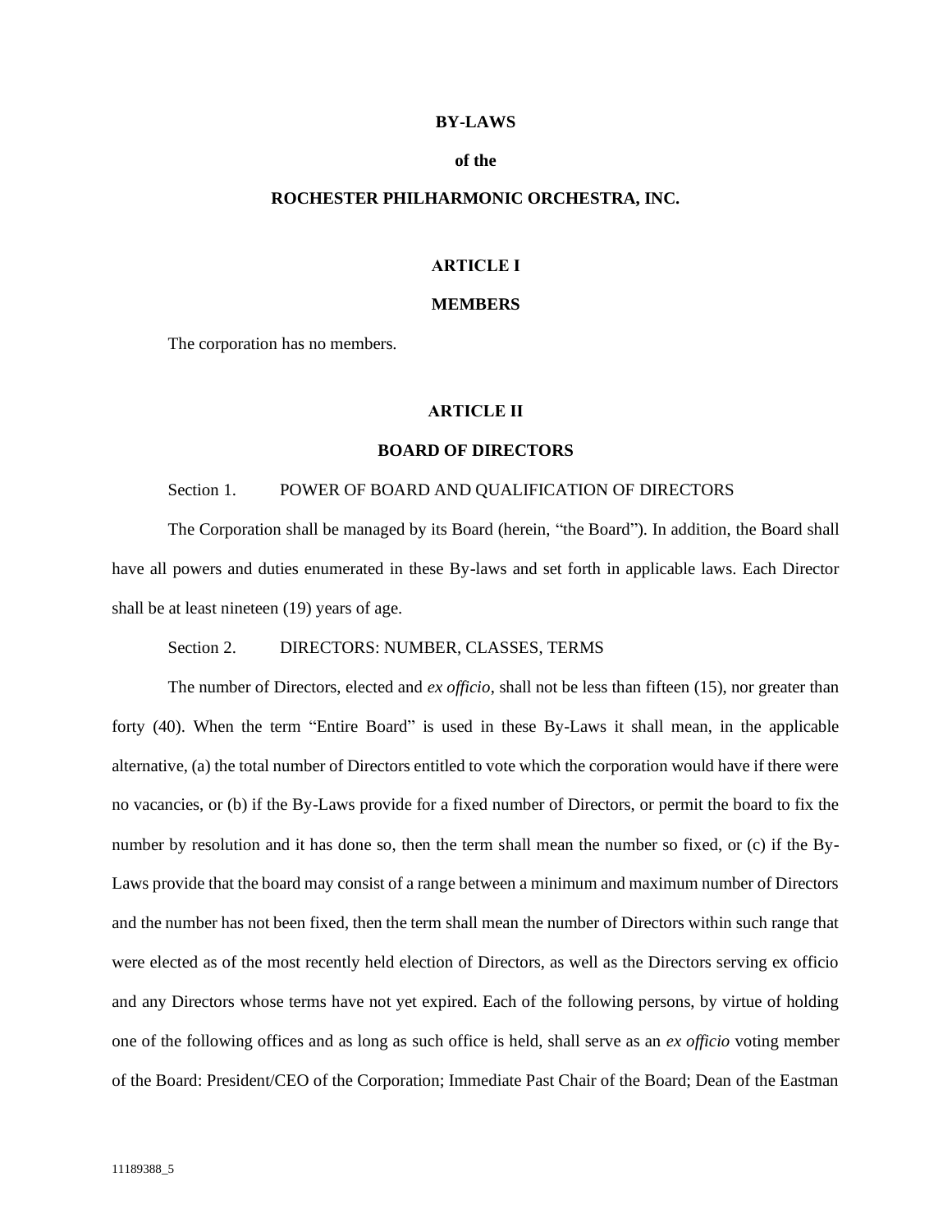**BY-LAWS**

**of the**

**ROCHESTER PHILHARMONIC ORCHESTRA, INC.**

**ARTICLE I**

**MEMBERS**

The corporation has no members.

**ARTICLE II**

**BOARD OF DIRECTORS**

Section 1. POWER OF BOARD AND QUALIFICATION OF DIRECTORS

The Corporation shall be managed by its Board (herein, "the Board"). In addition, the Board shall have all powers and duties enumerated in these By-laws and set forth in applicable laws. Each Director shall be at least nineteen (19) years of age.

Section 2. DIRECTORS: NUMBER, CLASSES, TERMS

The number of Directors, elected and *ex officio*, shall not be less than fifteen (15), nor greater than forty (40). When the term "Entire Board" is used in these By-Laws it shall mean, in the applicable alternative, (a) the total number of Directors entitled to vote which the corporation would have if there were no vacancies, or (b) if the By-Laws provide for a fixed number of Directors, or permit the board to fix the number by resolution and it has done so, then the term shall mean the number so fixed, or (c) if the By-Laws provide that the board may consist of a range between a minimum and maximum number of Directors and the number has not been fixed, then the term shall mean the number of Directors within such range that were elected as of the most recently held election of Directors, as well as the Directors serving ex officio and any Directors whose terms have not yet expired. Each of the following persons, by virtue of holding one of the following offices and as long as such office is held, shall serve as an *ex officio* voting member of the Board: President/CEO of the Corporation; Immediate Past Chair of the Board; Dean of the Eastman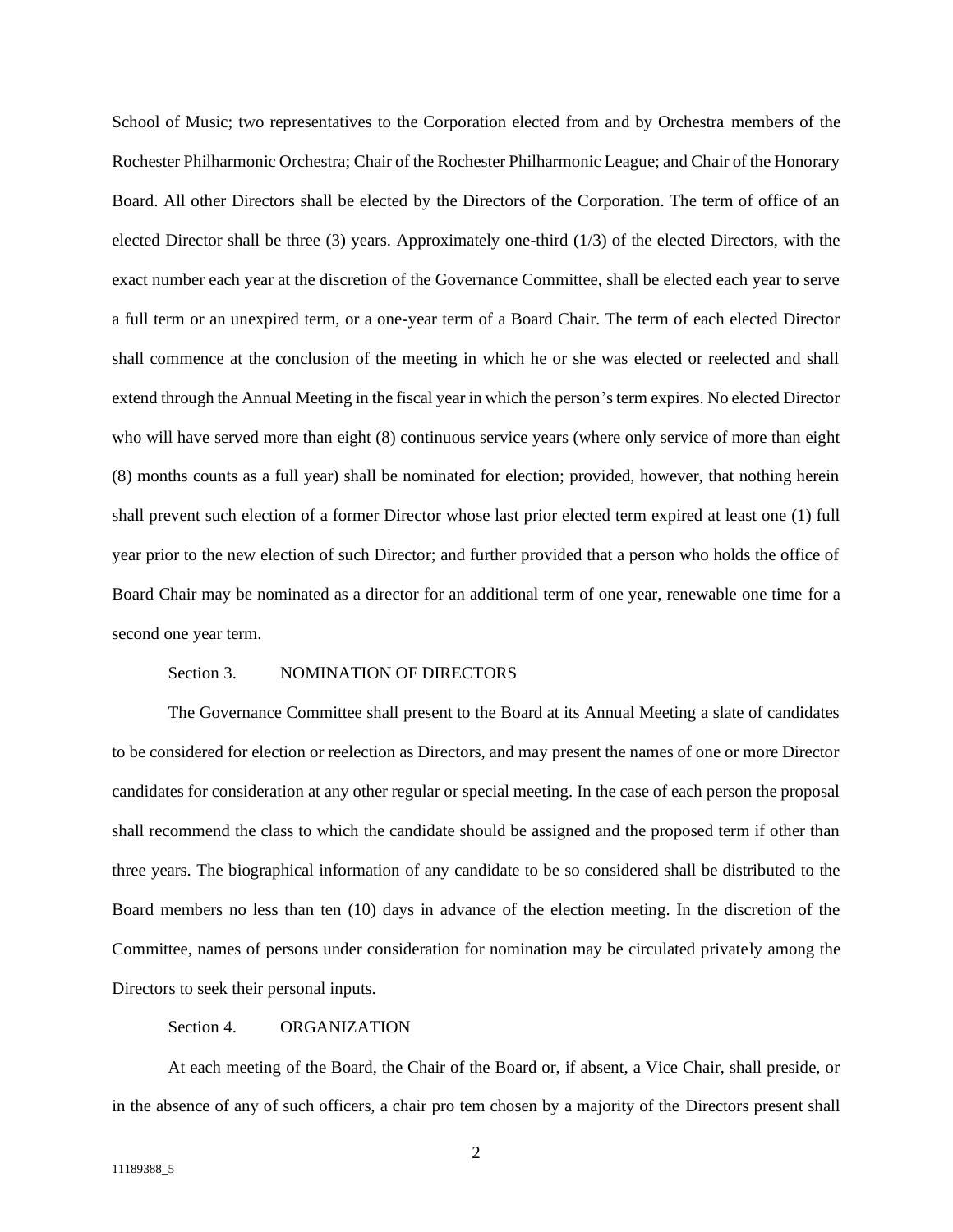School of Music; two representatives to the Corporation elected from and by Orchestra members of the Rochester Philharmonic Orchestra; Chair of the Rochester Philharmonic League; and Chair of the Honorary Board. All other Directors shall be elected by the Directors of the Corporation. The term of office of an elected Director shall be three (3) years. Approximately one-third (1/3) of the elected Directors, with the exact number each year at the discretion of the Governance Committee, shall be elected each year to serve a full term or an unexpired term, or a one-year term of a Board Chair. The term of each elected Director shall commence at the conclusion of the meeting in which he or she was elected or reelected and shall extend through the Annual Meeting in the fiscal year in which the person's term expires. No elected Director who will have served more than eight (8) continuous service years (where only service of more than eight (8) months counts as a full year) shall be nominated for election; provided, however, that nothing herein shall prevent such election of a former Director whose last prior elected term expired at least one (1) full year prior to the new election of such Director; and further provided that a person who holds the office of Board Chair may be nominated as a director for an additional term of one year, renewable one time for a second one year term.

Section 3. NOMINATION OF DIRECTORS

The Governance Committee shall present to the Board at its Annual Meeting a slate of candidates to be considered for election or reelection as Directors, and may present the names of one or more Director candidates for consideration at any other regular or special meeting. In the case of each person the proposal shall recommend the class to which the candidate should be assigned and the proposed term if other than three years. The biographical information of any candidate to be so considered shall be distributed to the Board members no less than ten (10) days in advance of the election meeting. In the discretion of the Committee, names of persons under consideration for nomination may be circulated privately among the Directors to seek their personal inputs.

Section 4. ORGANIZATION

At each meeting of the Board, the Chair of the Board or, if absent, a Vice Chair, shall preside, or in the absence of any of such officers, a chair pro tem chosen by a majority of the Directors present shall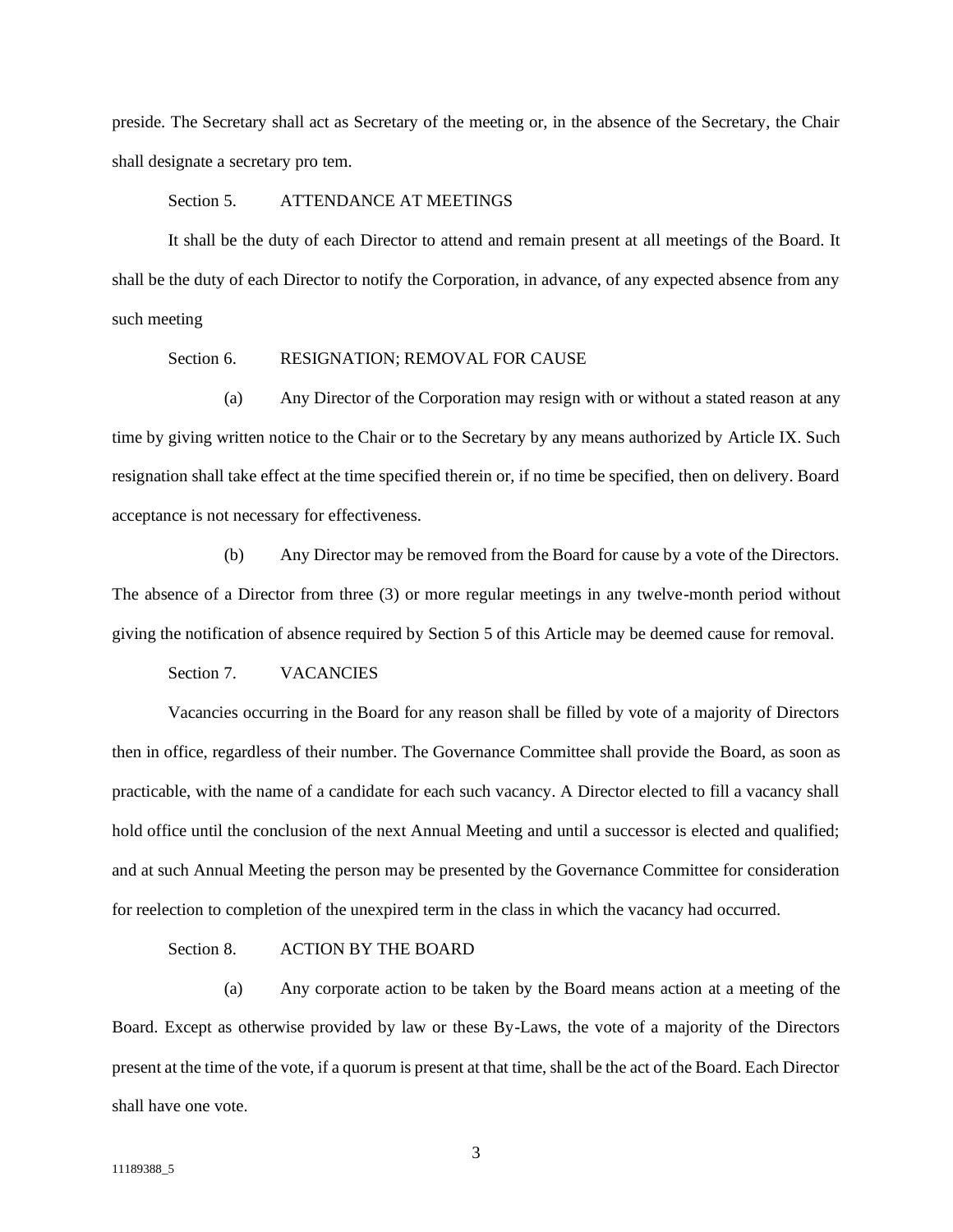preside. The Secretary shall act as Secretary of the meeting or, in the absence of the Secretary, the Chair shall designate a secretary pro tem.

Section 5. ATTENDANCE AT MEETINGS

It shall be the duty of each Director to attend and remain present at all meetings of the Board. It shall be the duty of each Director to notify the Corporation, in advance, of any expected absence from any such meeting

Section 6. RESIGNATION; REMOVAL FOR CAUSE

(a) Any Director of the Corporation may resign with or without a stated reason at any time by giving written notice to the Chair or to the Secretary by any means authorized by Article IX. Such resignation shall take effect at the time specified therein or, if no time be specified, then on delivery. Board acceptance is not necessary for effectiveness.

(b) Any Director may be removed from the Board for cause by a vote of the Directors. The absence of a Director from three (3) or more regular meetings in any twelve-month period without giving the notification of absence required by Section 5 of this Article may be deemed cause for removal.

Section 7. VACANCIES

Vacancies occurring in the Board for any reason shall be filled by vote of a majority of Directors then in office, regardless of their number. The Governance Committee shall provide the Board, as soon as practicable, with the name of a candidate for each such vacancy. A Director elected to fill a vacancy shall hold office until the conclusion of the next Annual Meeting and until a successor is elected and qualified; and at such Annual Meeting the person may be presented by the Governance Committee for consideration for reelection to completion of the unexpired term in the class in which the vacancy had occurred.

Section 8. ACTION BY THE BOARD

(a) Any corporate action to be taken by the Board means action at a meeting of the Board. Except as otherwise provided by law or these By-Laws, the vote of a majority of the Directors present at the time of the vote, if a quorum is present at that time, shall be the act of the Board. Each Director shall have one vote.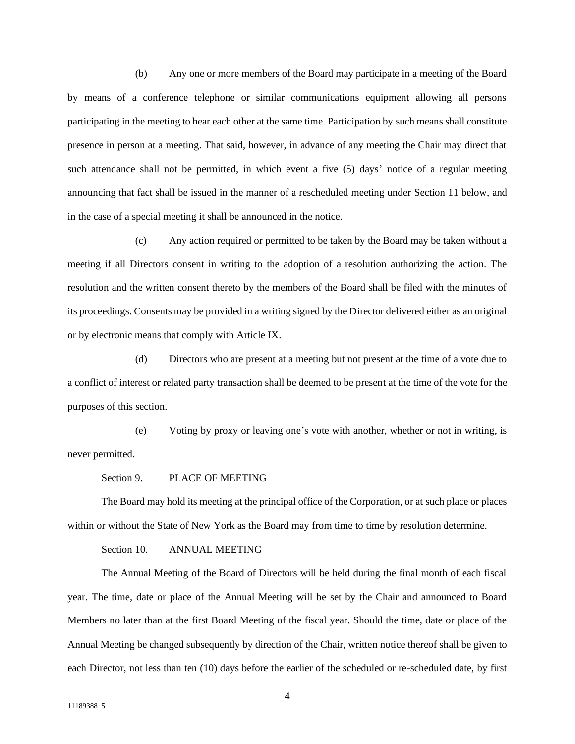(b) Any one or more members of the Board may participate in a meeting of the Board by means of a conference telephone or similar communications equipment allowing all persons participating in the meeting to hear each other at the same time. Participation by such means shall constitute presence in person at a meeting. That said, however, in advance of any meeting the Chair may direct that such attendance shall not be permitted, in which event a five (5) days' notice of a regular meeting announcing that fact shall be issued in the manner of a rescheduled meeting under Section 11 below, and in the case of a special meeting it shall be announced in the notice.

(c) Any action required or permitted to be taken by the Board may be taken without a meeting if all Directors consent in writing to the adoption of a resolution authorizing the action. The resolution and the written consent thereto by the members of the Board shall be filed with the minutes of its proceedings. Consents may be provided in a writing signed by the Director delivered either as an original or by electronic means that comply with Article IX.

(d) Directors who are present at a meeting but not present at the time of a vote due to a conflict of interest or related party transaction shall be deemed to be present at the time of the vote for the purposes of this section.

(e) Voting by proxy or leaving one's vote with another, whether or not in writing, is never permitted.

Section 9. PLACE OF MEETING

The Board may hold its meeting at the principal office of the Corporation, or at such place or places within or without the State of New York as the Board may from time to time by resolution determine.

Section 10. ANNUAL MEETING

The Annual Meeting of the Board of Directors will be held during the final month of each fiscal year. The time, date or place of the Annual Meeting will be set by the Chair and announced to Board Members no later than at the first Board Meeting of the fiscal year. Should the time, date or place of the Annual Meeting be changed subsequently by direction of the Chair, written notice thereof shall be given to each Director, not less than ten (10) days before the earlier of the scheduled or re-scheduled date, by first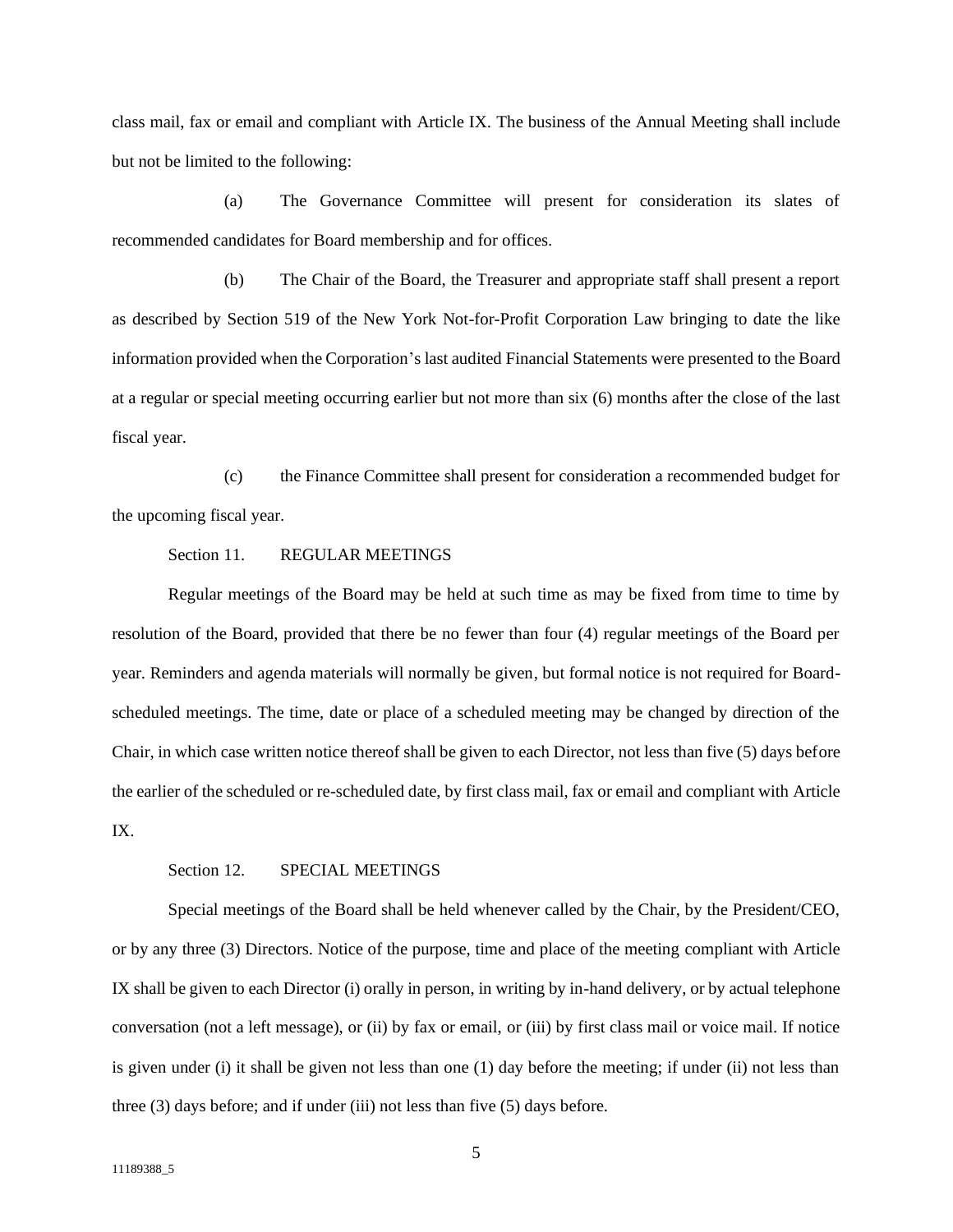class mail, fax or email and compliant with Article IX. The business of the Annual Meeting shall include but not be limited to the following:

(a) The Governance Committee will present for consideration its slates of recommended candidates for Board membership and for offices.

(b) The Chair of the Board, the Treasurer and appropriate staff shall present a report as described by Section 519 of the New York Not-for-Profit Corporation Law bringing to date the like information provided when the Corporation's last audited Financial Statements were presented to the Board at a regular or special meeting occurring earlier but not more than six (6) months after the close of the last fiscal year.

(c) the Finance Committee shall present for consideration a recommended budget for the upcoming fiscal year.

Section 11. REGULAR MEETINGS

Regular meetings of the Board may be held at such time as may be fixed from time to time by resolution of the Board, provided that there be no fewer than four (4) regular meetings of the Board per year. Reminders and agenda materials will normally be given, but formal notice is not required for Board-scheduled meetings. The time, date or place of a scheduled meeting may be changed by direction of the Chair, in which case written notice thereof shall be given to each Director, not less than five (5) days before the earlier of the scheduled or re-scheduled date, by first class mail, fax or email and compliant with Article IX.

Section 12. SPECIAL MEETINGS

Special meetings of the Board shall be held whenever called by the Chair, by the President/CEO, or by any three (3) Directors. Notice of the purpose, time and place of the meeting compliant with Article IX shall be given to each Director (i) orally in person, in writing by in-hand delivery, or by actual telephone conversation (not a left message), or (ii) by fax or email, or (iii) by first class mail or voice mail. If notice is given under (i) it shall be given not less than one (1) day before the meeting; if under (ii) not less than three (3) days before; and if under (iii) not less than five (5) days before.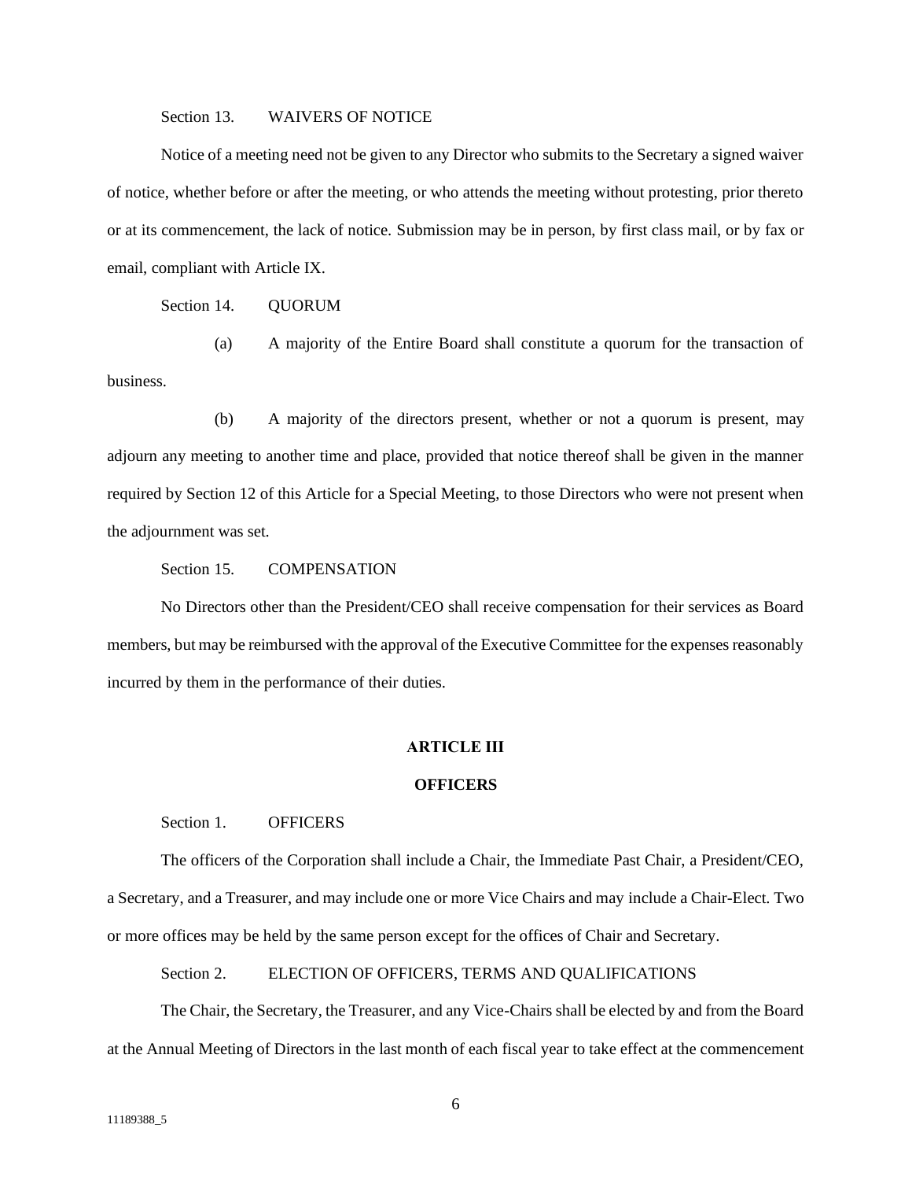Section 13. WAIVERS OF NOTICE

Notice of a meeting need not be given to any Director who submits to the Secretary a signed waiver of notice, whether before or after the meeting, or who attends the meeting without protesting, prior thereto or at its commencement, the lack of notice. Submission may be in person, by first class mail, or by fax or email, compliant with Article IX.

Section 14. QUORUM

(a) A majority of the Entire Board shall constitute a quorum for the transaction of business.

(b) A majority of the directors present, whether or not a quorum is present, may adjourn any meeting to another time and place, provided that notice thereof shall be given in the manner required by Section 12 of this Article for a Special Meeting, to those Directors who were not present when the adjournment was set.

Section 15. COMPENSATION

No Directors other than the President/CEO shall receive compensation for their services as Board members, but may be reimbursed with the approval of the Executive Committee for the expenses reasonably incurred by them in the performance of their duties.

## ARTICLE III

## OFFICERS

Section 1. OFFICERS

The officers of the Corporation shall include a Chair, the Immediate Past Chair, a President/CEO, a Secretary, and a Treasurer, and may include one or more Vice Chairs and may include a Chair-Elect. Two or more offices may be held by the same person except for the offices of Chair and Secretary.

Section 2. ELECTION OF OFFICERS, TERMS AND QUALIFICATIONS

The Chair, the Secretary, the Treasurer, and any Vice-Chairs shall be elected by and from the Board at the Annual Meeting of Directors in the last month of each fiscal year to take effect at the commencement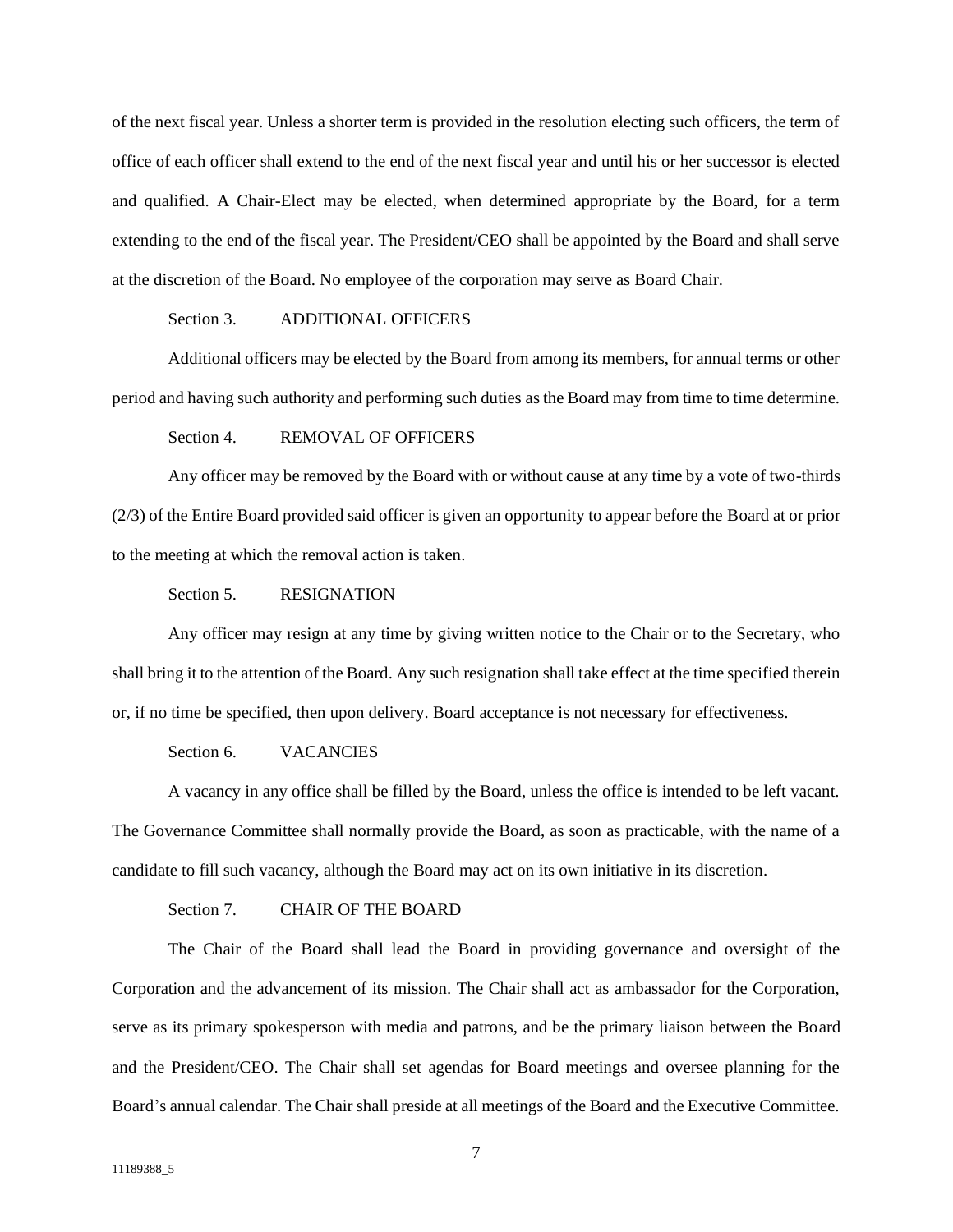of the next fiscal year. Unless a shorter term is provided in the resolution electing such officers, the term of office of each officer shall extend to the end of the next fiscal year and until his or her successor is elected and qualified. A Chair-Elect may be elected, when determined appropriate by the Board, for a term extending to the end of the fiscal year. The President/CEO shall be appointed by the Board and shall serve at the discretion of the Board. No employee of the corporation may serve as Board Chair.

Section 3. ADDITIONAL OFFICERS

Additional officers may be elected by the Board from among its members, for annual terms or other period and having such authority and performing such duties as the Board may from time to time determine.

Section 4. REMOVAL OF OFFICERS

Any officer may be removed by the Board with or without cause at any time by a vote of two-thirds (2/3) of the Entire Board provided said officer is given an opportunity to appear before the Board at or prior to the meeting at which the removal action is taken.

Section 5. RESIGNATION

Any officer may resign at any time by giving written notice to the Chair or to the Secretary, who shall bring it to the attention of the Board. Any such resignation shall take effect at the time specified therein or, if no time be specified, then upon delivery. Board acceptance is not necessary for effectiveness.

Section 6. VACANCIES

A vacancy in any office shall be filled by the Board, unless the office is intended to be left vacant. The Governance Committee shall normally provide the Board, as soon as practicable, with the name of a candidate to fill such vacancy, although the Board may act on its own initiative in its discretion.

Section 7. CHAIR OF THE BOARD

The Chair of the Board shall lead the Board in providing governance and oversight of the Corporation and the advancement of its mission. The Chair shall act as ambassador for the Corporation, serve as its primary spokesperson with media and patrons, and be the primary liaison between the Board and the President/CEO. The Chair shall set agendas for Board meetings and oversee planning for the Board's annual calendar. The Chair shall preside at all meetings of the Board and the Executive Committee.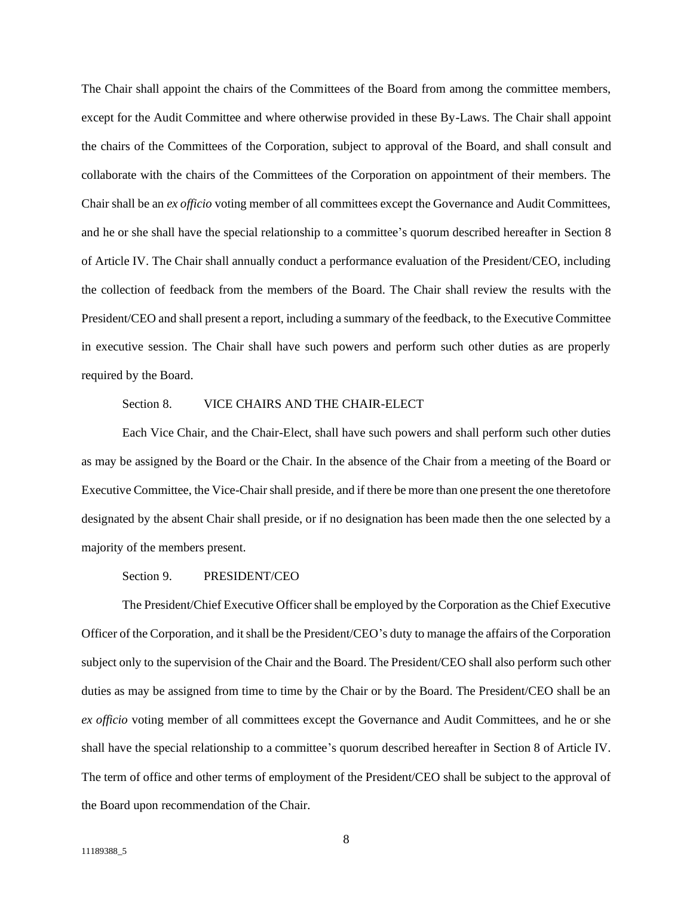The Chair shall appoint the chairs of the Committees of the Board from among the committee members, except for the Audit Committee and where otherwise provided in these By-Laws. The Chair shall appoint the chairs of the Committees of the Corporation, subject to approval of the Board, and shall consult and collaborate with the chairs of the Committees of the Corporation on appointment of their members. The Chair shall be an *ex officio* voting member of all committees except the Governance and Audit Committees, and he or she shall have the special relationship to a committee's quorum described hereafter in Section 8 of Article IV. The Chair shall annually conduct a performance evaluation of the President/CEO, including the collection of feedback from the members of the Board. The Chair shall review the results with the President/CEO and shall present a report, including a summary of the feedback, to the Executive Committee in executive session. The Chair shall have such powers and perform such other duties as are properly required by the Board.

Section 8. VICE CHAIRS AND THE CHAIR-ELECT

Each Vice Chair, and the Chair-Elect, shall have such powers and shall perform such other duties as may be assigned by the Board or the Chair. In the absence of the Chair from a meeting of the Board or Executive Committee, the Vice-Chair shall preside, and if there be more than one present the one theretofore designated by the absent Chair shall preside, or if no designation has been made then the one selected by a majority of the members present.

Section 9. PRESIDENT/CEO

The President/Chief Executive Officer shall be employed by the Corporation as the Chief Executive Officer of the Corporation, and it shall be the President/CEO's duty to manage the affairs of the Corporation subject only to the supervision of the Chair and the Board. The President/CEO shall also perform such other duties as may be assigned from time to time by the Chair or by the Board. The President/CEO shall be an *ex officio* voting member of all committees except the Governance and Audit Committees, and he or she shall have the special relationship to a committee's quorum described hereafter in Section 8 of Article IV. The term of office and other terms of employment of the President/CEO shall be subject to the approval of the Board upon recommendation of the Chair.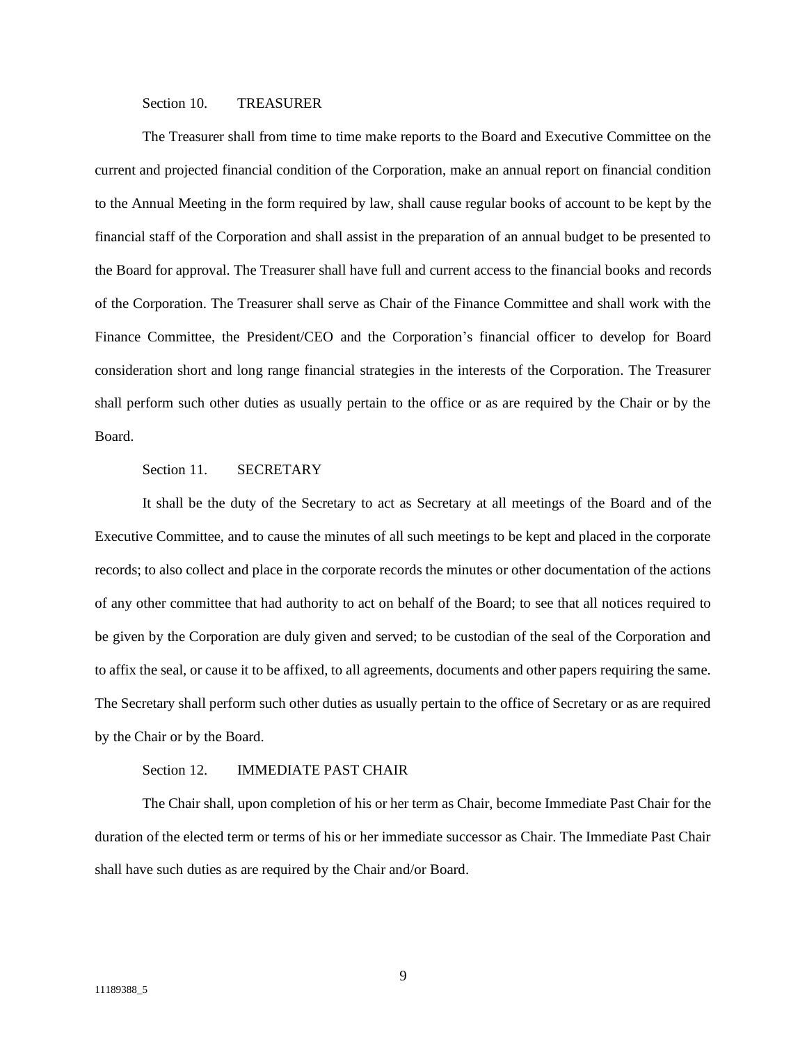Section 10. TREASURER

The Treasurer shall from time to time make reports to the Board and Executive Committee on the current and projected financial condition of the Corporation, make an annual report on financial condition to the Annual Meeting in the form required by law, shall cause regular books of account to be kept by the financial staff of the Corporation and shall assist in the preparation of an annual budget to be presented to the Board for approval. The Treasurer shall have full and current access to the financial books and records of the Corporation. The Treasurer shall serve as Chair of the Finance Committee and shall work with the Finance Committee, the President/CEO and the Corporation's financial officer to develop for Board consideration short and long range financial strategies in the interests of the Corporation. The Treasurer shall perform such other duties as usually pertain to the office or as are required by the Chair or by the Board.

Section 11. SECRETARY

It shall be the duty of the Secretary to act as Secretary at all meetings of the Board and of the Executive Committee, and to cause the minutes of all such meetings to be kept and placed in the corporate records; to also collect and place in the corporate records the minutes or other documentation of the actions of any other committee that had authority to act on behalf of the Board; to see that all notices required to be given by the Corporation are duly given and served; to be custodian of the seal of the Corporation and to affix the seal, or cause it to be affixed, to all agreements, documents and other papers requiring the same. The Secretary shall perform such other duties as usually pertain to the office of Secretary or as are required by the Chair or by the Board.

Section 12. IMMEDIATE PAST CHAIR

The Chair shall, upon completion of his or her term as Chair, become Immediate Past Chair for the duration of the elected term or terms of his or her immediate successor as Chair. The Immediate Past Chair shall have such duties as are required by the Chair and/or Board.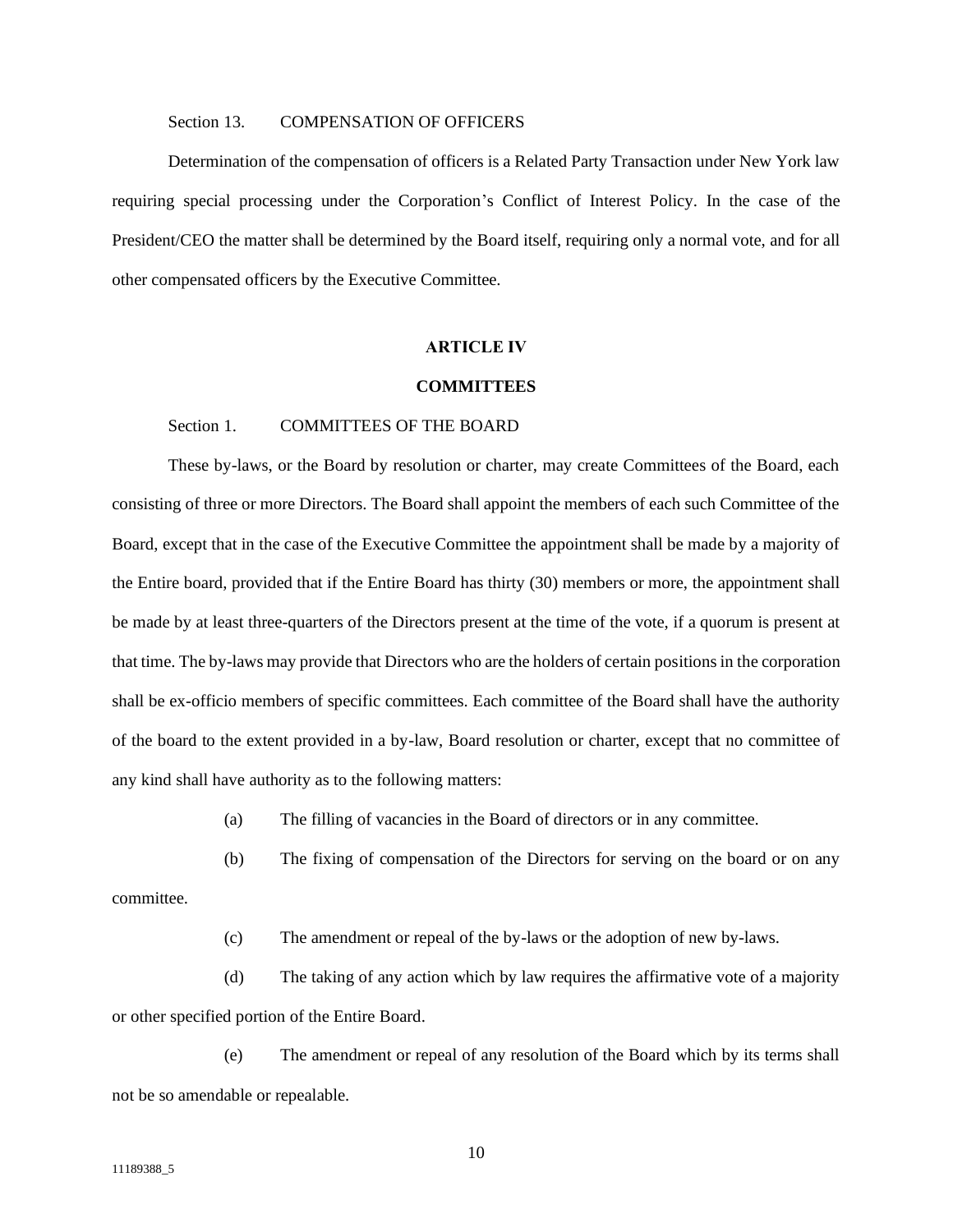Section 13. COMPENSATION OF OFFICERS

Determination of the compensation of officers is a Related Party Transaction under New York law requiring special processing under the Corporation's Conflict of Interest Policy. In the case of the President/CEO the matter shall be determined by the Board itself, requiring only a normal vote, and for all other compensated officers by the Executive Committee.

## ARTICLE IV

## COMMITTEES

Section 1. COMMITTEES OF THE BOARD

These by-laws, or the Board by resolution or charter, may create Committees of the Board, each consisting of three or more Directors. The Board shall appoint the members of each such Committee of the Board, except that in the case of the Executive Committee the appointment shall be made by a majority of the Entire board, provided that if the Entire Board has thirty (30) members or more, the appointment shall be made by at least three-quarters of the Directors present at the time of the vote, if a quorum is present at that time. The by-laws may provide that Directors who are the holders of certain positions in the corporation shall be ex-officio members of specific committees. Each committee of the Board shall have the authority of the board to the extent provided in a by-law, Board resolution or charter, except that no committee of any kind shall have authority as to the following matters:

(a) The filling of vacancies in the Board of directors or in any committee.

(b) The fixing of compensation of the Directors for serving on the board or on any committee.

(c) The amendment or repeal of the by-laws or the adoption of new by-laws.

(d) The taking of any action which by law requires the affirmative vote of a majority or other specified portion of the Entire Board.

(e) The amendment or repeal of any resolution of the Board which by its terms shall not be so amendable or repealable.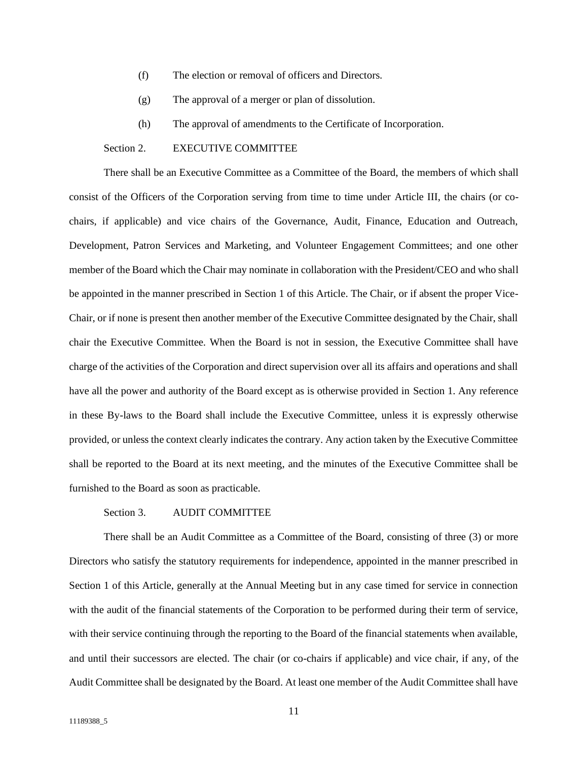(f) The election or removal of officers and Directors.

(g) The approval of a merger or plan of dissolution.

(h) The approval of amendments to the Certificate of Incorporation.

Section 2. EXECUTIVE COMMITTEE

There shall be an Executive Committee as a Committee of the Board, the members of which shall consist of the Officers of the Corporation serving from time to time under Article III, the chairs (or co-chairs, if applicable) and vice chairs of the Governance, Audit, Finance, Education and Outreach, Development, Patron Services and Marketing, and Volunteer Engagement Committees; and one other member of the Board which the Chair may nominate in collaboration with the President/CEO and who shall be appointed in the manner prescribed in Section 1 of this Article. The Chair, or if absent the proper Vice-Chair, or if none is present then another member of the Executive Committee designated by the Chair, shall chair the Executive Committee. When the Board is not in session, the Executive Committee shall have charge of the activities of the Corporation and direct supervision over all its affairs and operations and shall have all the power and authority of the Board except as is otherwise provided in Section 1. Any reference in these By-laws to the Board shall include the Executive Committee, unless it is expressly otherwise provided, or unless the context clearly indicates the contrary. Any action taken by the Executive Committee shall be reported to the Board at its next meeting, and the minutes of the Executive Committee shall be furnished to the Board as soon as practicable.

Section 3. AUDIT COMMITTEE

There shall be an Audit Committee as a Committee of the Board, consisting of three (3) or more Directors who satisfy the statutory requirements for independence, appointed in the manner prescribed in Section 1 of this Article, generally at the Annual Meeting but in any case timed for service in connection with the audit of the financial statements of the Corporation to be performed during their term of service, with their service continuing through the reporting to the Board of the financial statements when available, and until their successors are elected. The chair (or co-chairs if applicable) and vice chair, if any, of the Audit Committee shall be designated by the Board. At least one member of the Audit Committee shall have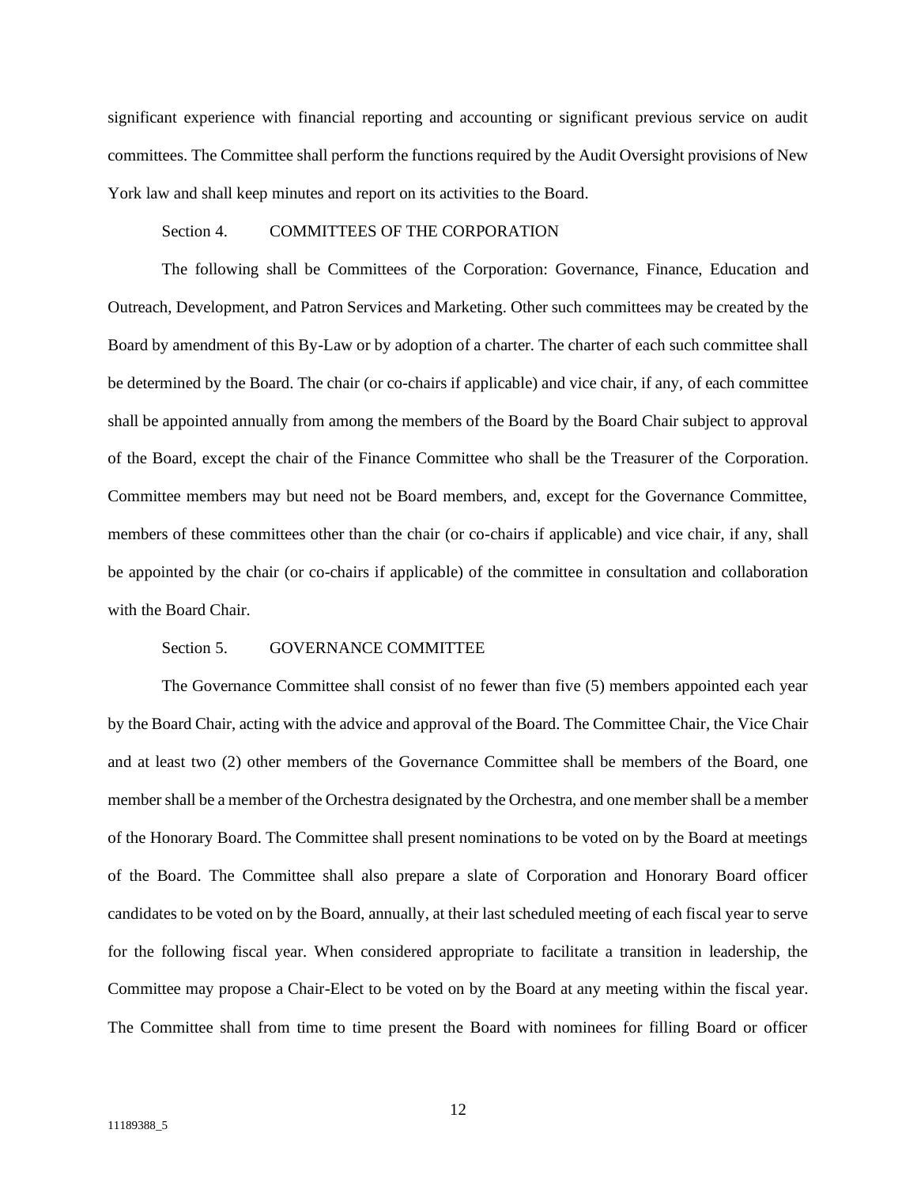significant experience with financial reporting and accounting or significant previous service on audit committees. The Committee shall perform the functions required by the Audit Oversight provisions of New York law and shall keep minutes and report on its activities to the Board.

Section 4. COMMITTEES OF THE CORPORATION

The following shall be Committees of the Corporation: Governance, Finance, Education and Outreach, Development, and Patron Services and Marketing. Other such committees may be created by the Board by amendment of this By-Law or by adoption of a charter. The charter of each such committee shall be determined by the Board. The chair (or co-chairs if applicable) and vice chair, if any, of each committee shall be appointed annually from among the members of the Board by the Board Chair subject to approval of the Board, except the chair of the Finance Committee who shall be the Treasurer of the Corporation. Committee members may but need not be Board members, and, except for the Governance Committee, members of these committees other than the chair (or co-chairs if applicable) and vice chair, if any, shall be appointed by the chair (or co-chairs if applicable) of the committee in consultation and collaboration with the Board Chair.

Section 5. GOVERNANCE COMMITTEE

The Governance Committee shall consist of no fewer than five (5) members appointed each year by the Board Chair, acting with the advice and approval of the Board. The Committee Chair, the Vice Chair and at least two (2) other members of the Governance Committee shall be members of the Board, one member shall be a member of the Orchestra designated by the Orchestra, and one member shall be a member of the Honorary Board. The Committee shall present nominations to be voted on by the Board at meetings of the Board. The Committee shall also prepare a slate of Corporation and Honorary Board officer candidates to be voted on by the Board, annually, at their last scheduled meeting of each fiscal year to serve for the following fiscal year. When considered appropriate to facilitate a transition in leadership, the Committee may propose a Chair-Elect to be voted on by the Board at any meeting within the fiscal year. The Committee shall from time to time present the Board with nominees for filling Board or officer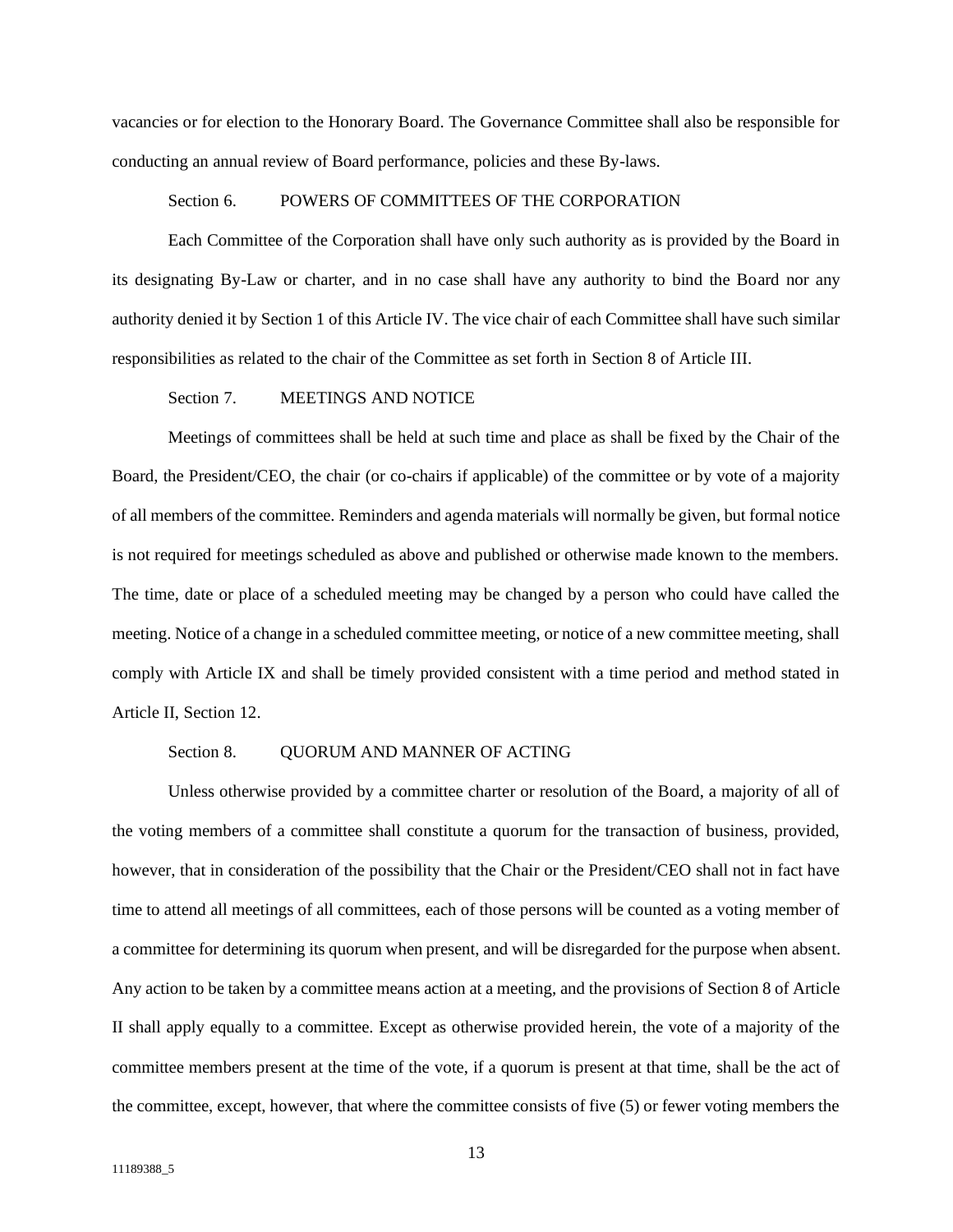vacancies or for election to the Honorary Board. The Governance Committee shall also be responsible for conducting an annual review of Board performance, policies and these By-laws.

Section 6. POWERS OF COMMITTEES OF THE CORPORATION

Each Committee of the Corporation shall have only such authority as is provided by the Board in its designating By-Law or charter, and in no case shall have any authority to bind the Board nor any authority denied it by Section 1 of this Article IV. The vice chair of each Committee shall have such similar responsibilities as related to the chair of the Committee as set forth in Section 8 of Article III.

Section 7. MEETINGS AND NOTICE

Meetings of committees shall be held at such time and place as shall be fixed by the Chair of the Board, the President/CEO, the chair (or co-chairs if applicable) of the committee or by vote of a majority of all members of the committee. Reminders and agenda materials will normally be given, but formal notice is not required for meetings scheduled as above and published or otherwise made known to the members. The time, date or place of a scheduled meeting may be changed by a person who could have called the meeting. Notice of a change in a scheduled committee meeting, or notice of a new committee meeting, shall comply with Article IX and shall be timely provided consistent with a time period and method stated in Article II, Section 12.

Section 8. QUORUM AND MANNER OF ACTING

Unless otherwise provided by a committee charter or resolution of the Board, a majority of all of the voting members of a committee shall constitute a quorum for the transaction of business, provided, however, that in consideration of the possibility that the Chair or the President/CEO shall not in fact have time to attend all meetings of all committees, each of those persons will be counted as a voting member of a committee for determining its quorum when present, and will be disregarded for the purpose when absent. Any action to be taken by a committee means action at a meeting, and the provisions of Section 8 of Article II shall apply equally to a committee. Except as otherwise provided herein, the vote of a majority of the committee members present at the time of the vote, if a quorum is present at that time, shall be the act of the committee, except, however, that where the committee consists of five (5) or fewer voting members the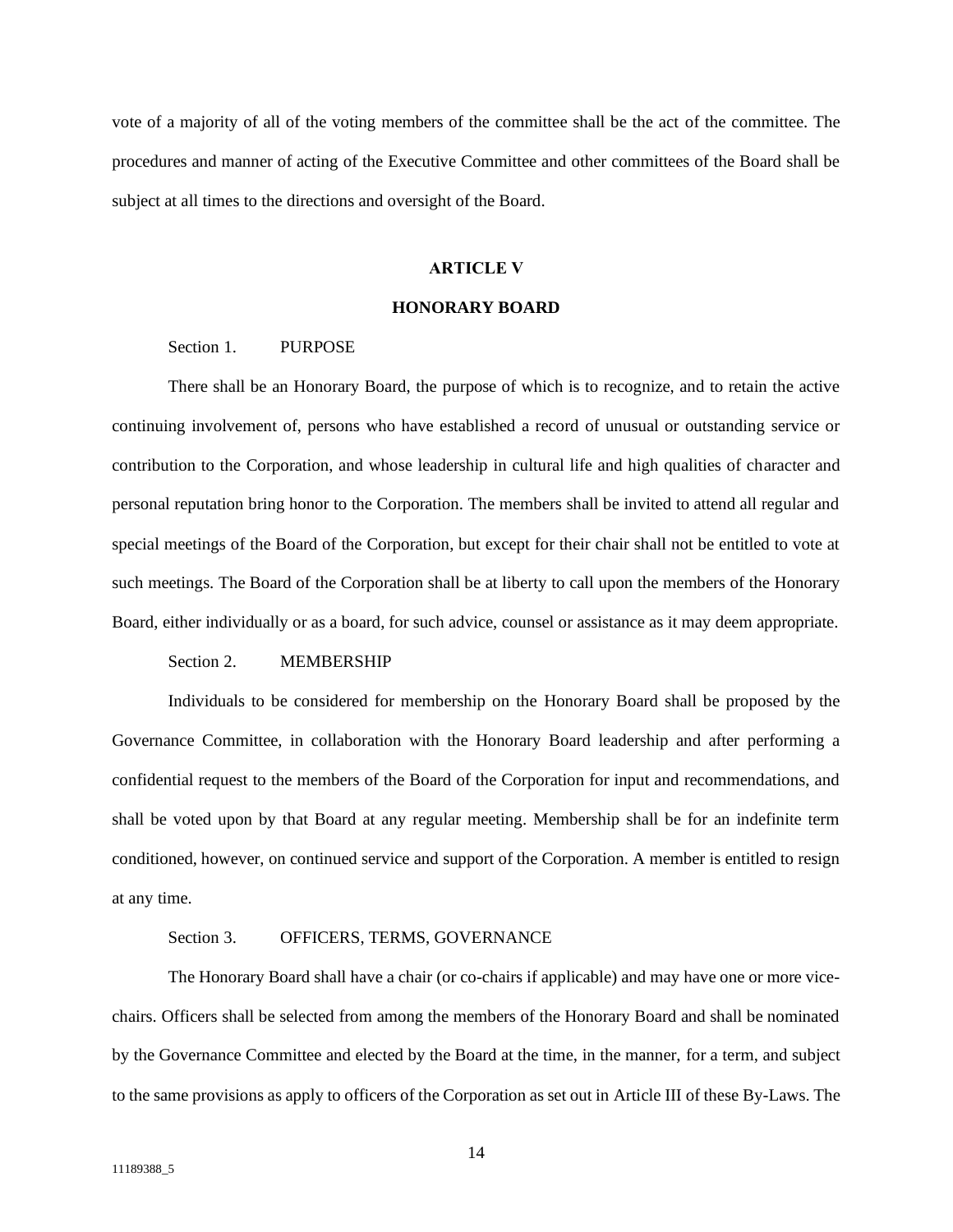vote of a majority of all of the voting members of the committee shall be the act of the committee. The procedures and manner of acting of the Executive Committee and other committees of the Board shall be subject at all times to the directions and oversight of the Board.

## ARTICLE V

## HONORARY BOARD

Section 1. PURPOSE

There shall be an Honorary Board, the purpose of which is to recognize, and to retain the active continuing involvement of, persons who have established a record of unusual or outstanding service or contribution to the Corporation, and whose leadership in cultural life and high qualities of character and personal reputation bring honor to the Corporation. The members shall be invited to attend all regular and special meetings of the Board of the Corporation, but except for their chair shall not be entitled to vote at such meetings. The Board of the Corporation shall be at liberty to call upon the members of the Honorary Board, either individually or as a board, for such advice, counsel or assistance as it may deem appropriate.

Section 2. MEMBERSHIP

Individuals to be considered for membership on the Honorary Board shall be proposed by the Governance Committee, in collaboration with the Honorary Board leadership and after performing a confidential request to the members of the Board of the Corporation for input and recommendations, and shall be voted upon by that Board at any regular meeting. Membership shall be for an indefinite term conditioned, however, on continued service and support of the Corporation. A member is entitled to resign at any time.

Section 3. OFFICERS, TERMS, GOVERNANCE

The Honorary Board shall have a chair (or co-chairs if applicable) and may have one or more vice-chairs. Officers shall be selected from among the members of the Honorary Board and shall be nominated by the Governance Committee and elected by the Board at the time, in the manner, for a term, and subject to the same provisions as apply to officers of the Corporation as set out in Article III of these By-Laws. The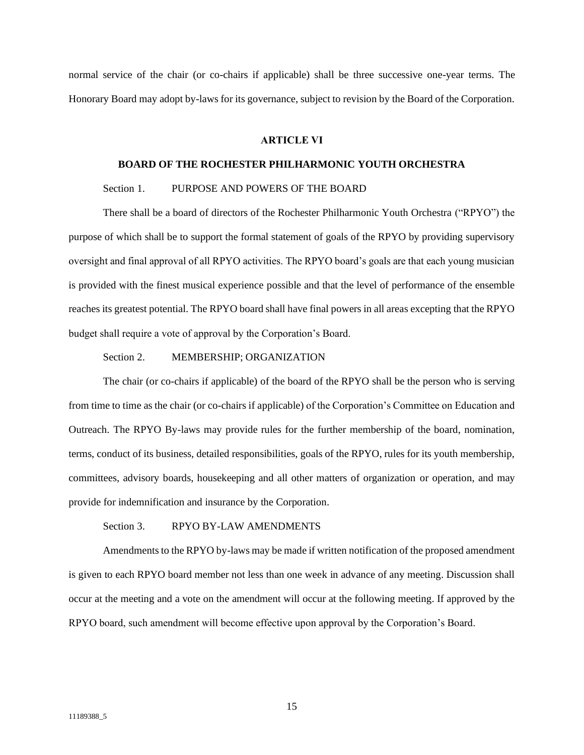normal service of the chair (or co-chairs if applicable) shall be three successive one-year terms. The Honorary Board may adopt by-laws for its governance, subject to revision by the Board of the Corporation.

## ARTICLE VI

## BOARD OF THE ROCHESTER PHILHARMONIC YOUTH ORCHESTRA

Section 1. PURPOSE AND POWERS OF THE BOARD

There shall be a board of directors of the Rochester Philharmonic Youth Orchestra ("RPYO") the purpose of which shall be to support the formal statement of goals of the RPYO by providing supervisory oversight and final approval of all RPYO activities. The RPYO board's goals are that each young musician is provided with the finest musical experience possible and that the level of performance of the ensemble reaches its greatest potential. The RPYO board shall have final powers in all areas excepting that the RPYO budget shall require a vote of approval by the Corporation's Board.

Section 2. MEMBERSHIP; ORGANIZATION

The chair (or co-chairs if applicable) of the board of the RPYO shall be the person who is serving from time to time as the chair (or co-chairs if applicable) of the Corporation's Committee on Education and Outreach. The RPYO By-laws may provide rules for the further membership of the board, nomination, terms, conduct of its business, detailed responsibilities, goals of the RPYO, rules for its youth membership, committees, advisory boards, housekeeping and all other matters of organization or operation, and may provide for indemnification and insurance by the Corporation.

Section 3. RPYO BY-LAW AMENDMENTS

Amendments to the RPYO by-laws may be made if written notification of the proposed amendment is given to each RPYO board member not less than one week in advance of any meeting. Discussion shall occur at the meeting and a vote on the amendment will occur at the following meeting. If approved by the RPYO board, such amendment will become effective upon approval by the Corporation's Board.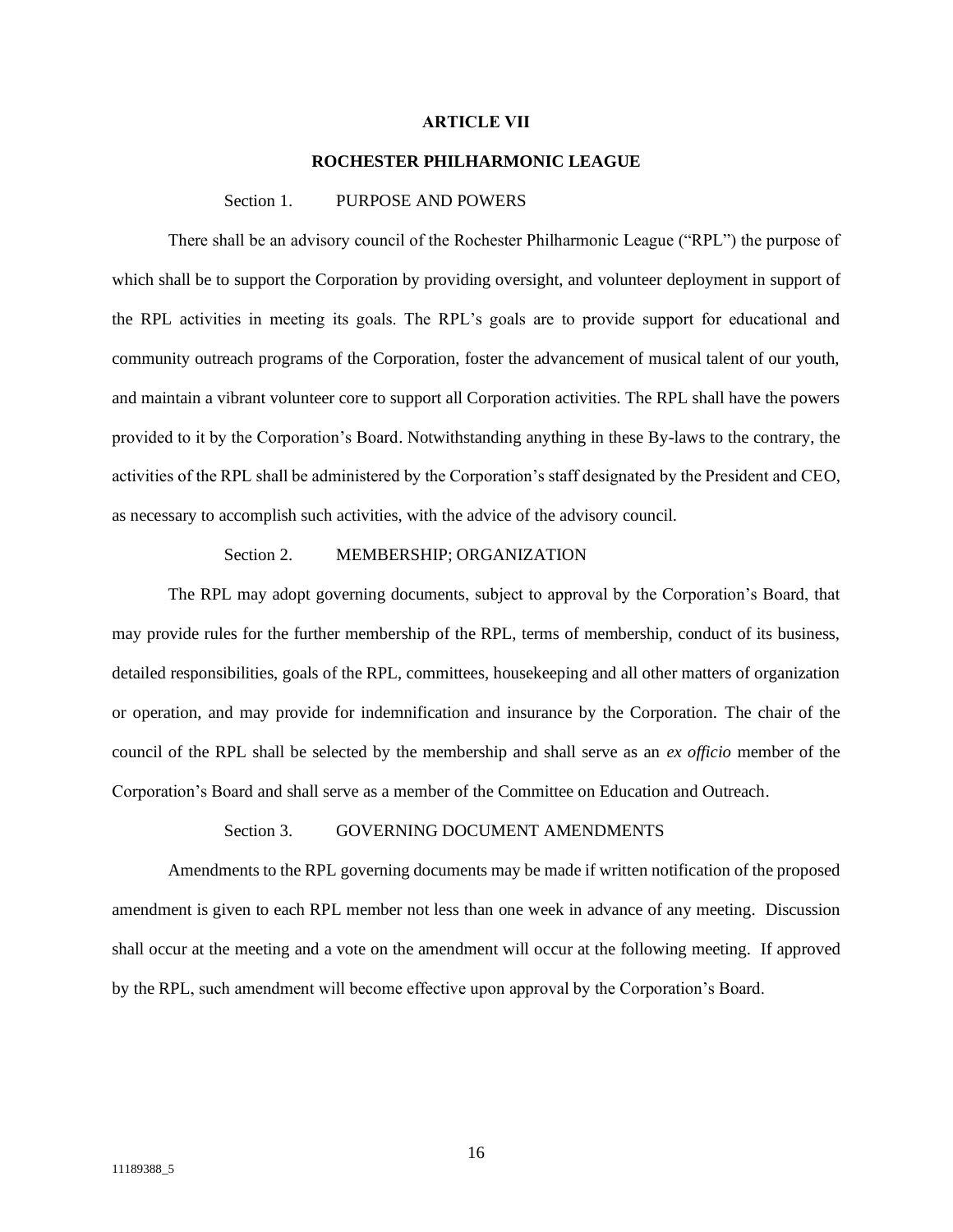## ARTICLE VII

## ROCHESTER PHILHARMONIC LEAGUE

### Section 1. PURPOSE AND POWERS

There shall be an advisory council of the Rochester Philharmonic League ("RPL") the purpose of which shall be to support the Corporation by providing oversight, and volunteer deployment in support of the RPL activities in meeting its goals. The RPL's goals are to provide support for educational and community outreach programs of the Corporation, foster the advancement of musical talent of our youth, and maintain a vibrant volunteer core to support all Corporation activities. The RPL shall have the powers provided to it by the Corporation's Board. Notwithstanding anything in these By-laws to the contrary, the activities of the RPL shall be administered by the Corporation's staff designated by the President and CEO, as necessary to accomplish such activities, with the advice of the advisory council.

### Section 2. MEMBERSHIP; ORGANIZATION

The RPL may adopt governing documents, subject to approval by the Corporation's Board, that may provide rules for the further membership of the RPL, terms of membership, conduct of its business, detailed responsibilities, goals of the RPL, committees, housekeeping and all other matters of organization or operation, and may provide for indemnification and insurance by the Corporation. The chair of the council of the RPL shall be selected by the membership and shall serve as an *ex officio* member of the Corporation's Board and shall serve as a member of the Committee on Education and Outreach.

### Section 3. GOVERNING DOCUMENT AMENDMENTS

Amendments to the RPL governing documents may be made if written notification of the proposed amendment is given to each RPL member not less than one week in advance of any meeting. Discussion shall occur at the meeting and a vote on the amendment will occur at the following meeting. If approved by the RPL, such amendment will become effective upon approval by the Corporation's Board.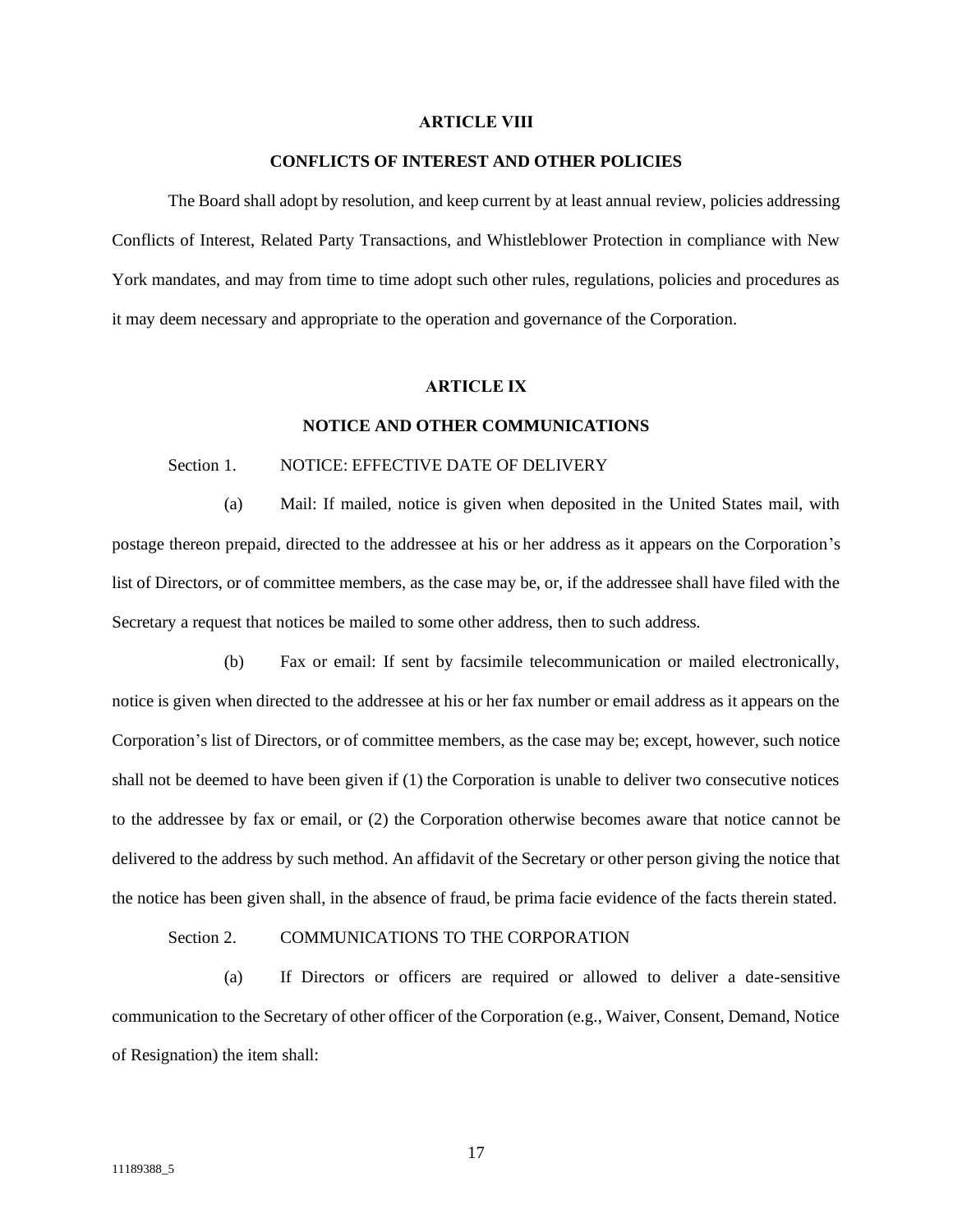## ARTICLE VIII

## CONFLICTS OF INTEREST AND OTHER POLICIES

The Board shall adopt by resolution, and keep current by at least annual review, policies addressing Conflicts of Interest, Related Party Transactions, and Whistleblower Protection in compliance with New York mandates, and may from time to time adopt such other rules, regulations, policies and procedures as it may deem necessary and appropriate to the operation and governance of the Corporation.

## ARTICLE IX

## NOTICE AND OTHER COMMUNICATIONS

Section 1. NOTICE: EFFECTIVE DATE OF DELIVERY

(a) Mail: If mailed, notice is given when deposited in the United States mail, with postage thereon prepaid, directed to the addressee at his or her address as it appears on the Corporation's list of Directors, or of committee members, as the case may be, or, if the addressee shall have filed with the Secretary a request that notices be mailed to some other address, then to such address.

(b) Fax or email: If sent by facsimile telecommunication or mailed electronically, notice is given when directed to the addressee at his or her fax number or email address as it appears on the Corporation's list of Directors, or of committee members, as the case may be; except, however, such notice shall not be deemed to have been given if (1) the Corporation is unable to deliver two consecutive notices to the addressee by fax or email, or (2) the Corporation otherwise becomes aware that notice cannot be delivered to the address by such method. An affidavit of the Secretary or other person giving the notice that the notice has been given shall, in the absence of fraud, be prima facie evidence of the facts therein stated.

Section 2. COMMUNICATIONS TO THE CORPORATION

(a) If Directors or officers are required or allowed to deliver a date-sensitive communication to the Secretary of other officer of the Corporation (e.g., Waiver, Consent, Demand, Notice of Resignation) the item shall: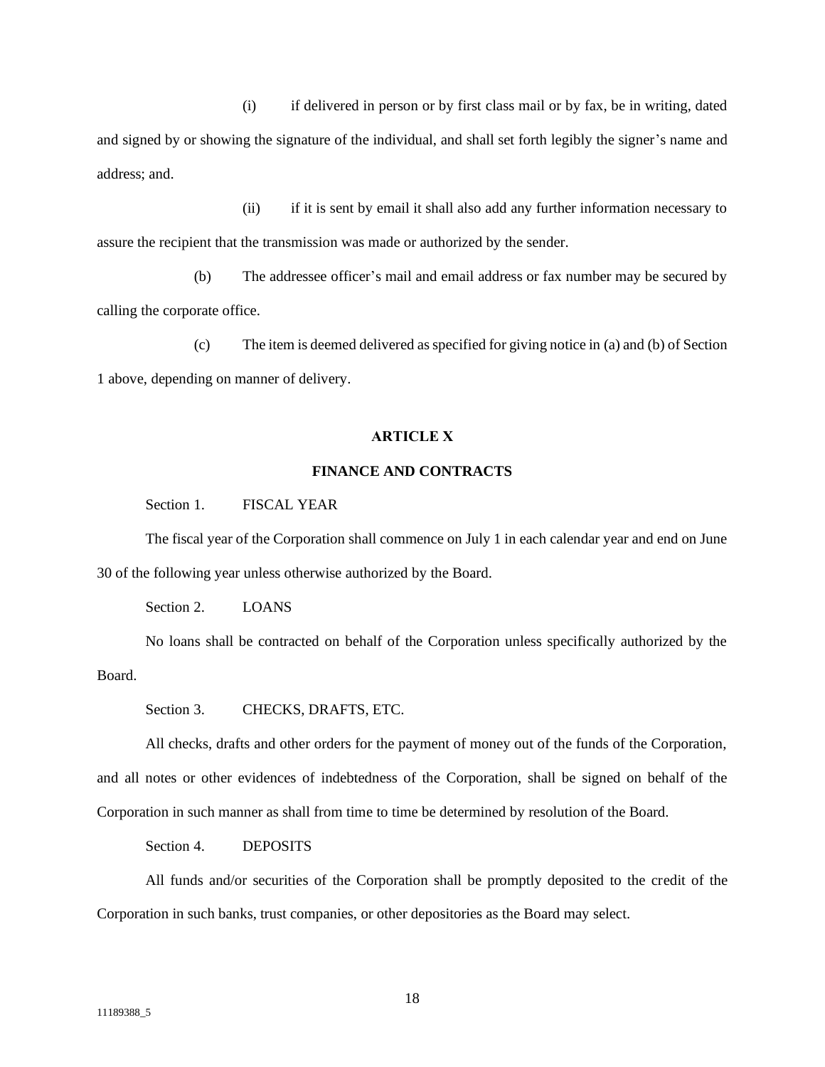(i) if delivered in person or by first class mail or by fax, be in writing, dated and signed by or showing the signature of the individual, and shall set forth legibly the signer's name and address; and.

(ii) if it is sent by email it shall also add any further information necessary to assure the recipient that the transmission was made or authorized by the sender.

(b) The addressee officer's mail and email address or fax number may be secured by calling the corporate office.

(c) The item is deemed delivered as specified for giving notice in (a) and (b) of Section 1 above, depending on manner of delivery.

## ARTICLE X

## FINANCE AND CONTRACTS

Section 1. FISCAL YEAR

The fiscal year of the Corporation shall commence on July 1 in each calendar year and end on June 30 of the following year unless otherwise authorized by the Board.

Section 2. LOANS

No loans shall be contracted on behalf of the Corporation unless specifically authorized by the Board.

Section 3. CHECKS, DRAFTS, ETC.

All checks, drafts and other orders for the payment of money out of the funds of the Corporation, and all notes or other evidences of indebtedness of the Corporation, shall be signed on behalf of the Corporation in such manner as shall from time to time be determined by resolution of the Board.

Section 4. DEPOSITS

All funds and/or securities of the Corporation shall be promptly deposited to the credit of the Corporation in such banks, trust companies, or other depositories as the Board may select.

11189388_5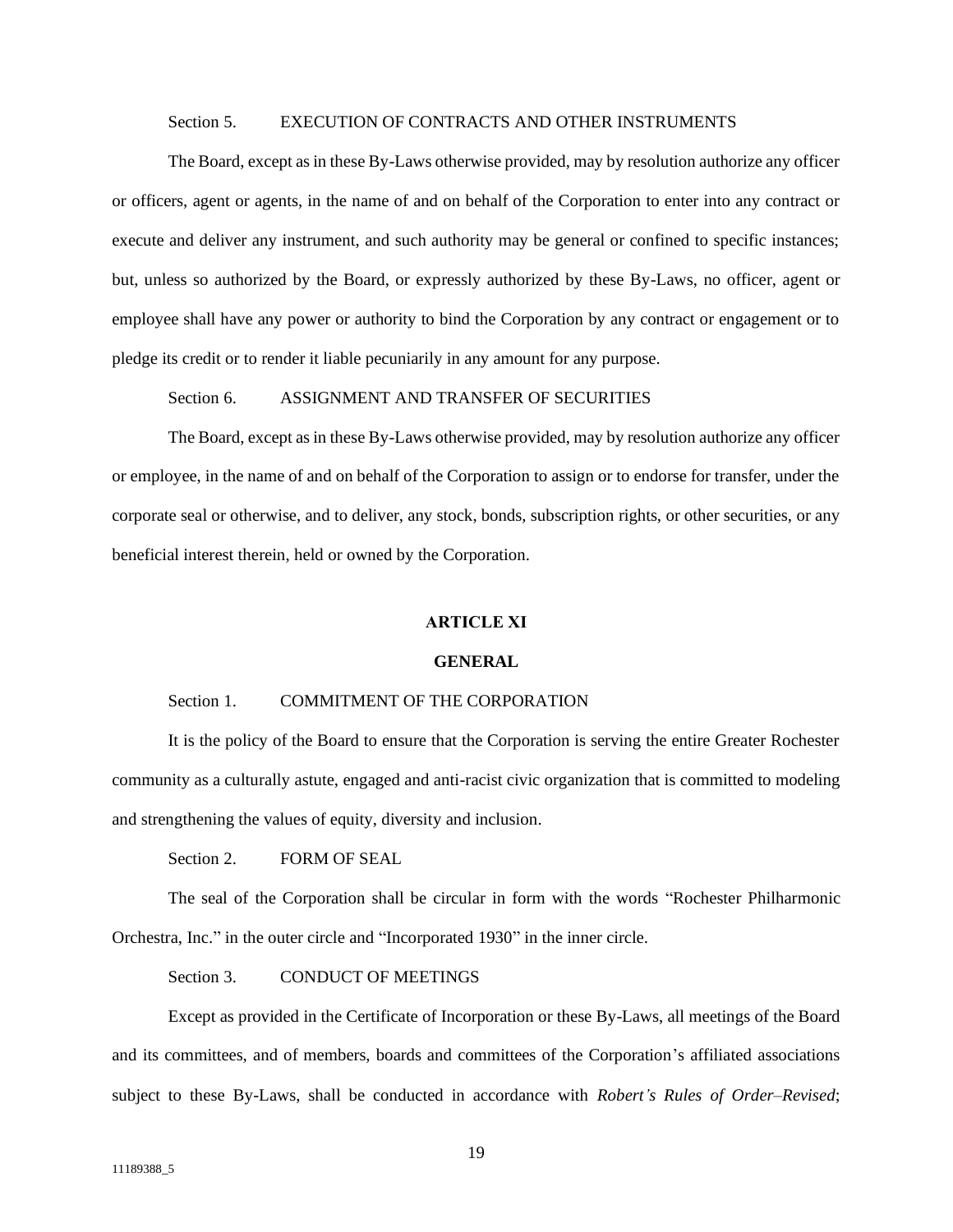Section 5. EXECUTION OF CONTRACTS AND OTHER INSTRUMENTS

The Board, except as in these By-Laws otherwise provided, may by resolution authorize any officer or officers, agent or agents, in the name of and on behalf of the Corporation to enter into any contract or execute and deliver any instrument, and such authority may be general or confined to specific instances; but, unless so authorized by the Board, or expressly authorized by these By-Laws, no officer, agent or employee shall have any power or authority to bind the Corporation by any contract or engagement or to pledge its credit or to render it liable pecuniarily in any amount for any purpose.

Section 6. ASSIGNMENT AND TRANSFER OF SECURITIES

The Board, except as in these By-Laws otherwise provided, may by resolution authorize any officer or employee, in the name of and on behalf of the Corporation to assign or to endorse for transfer, under the corporate seal or otherwise, and to deliver, any stock, bonds, subscription rights, or other securities, or any beneficial interest therein, held or owned by the Corporation.

## ARTICLE XI

## GENERAL

Section 1. COMMITMENT OF THE CORPORATION

It is the policy of the Board to ensure that the Corporation is serving the entire Greater Rochester community as a culturally astute, engaged and anti-racist civic organization that is committed to modeling and strengthening the values of equity, diversity and inclusion.

Section 2. FORM OF SEAL

The seal of the Corporation shall be circular in form with the words "Rochester Philharmonic Orchestra, Inc." in the outer circle and "Incorporated 1930" in the inner circle.

Section 3. CONDUCT OF MEETINGS

Except as provided in the Certificate of Incorporation or these By-Laws, all meetings of the Board and its committees, and of members, boards and committees of the Corporation's affiliated associations subject to these By-Laws, shall be conducted in accordance with *Robert's Rules of Order–Revised*;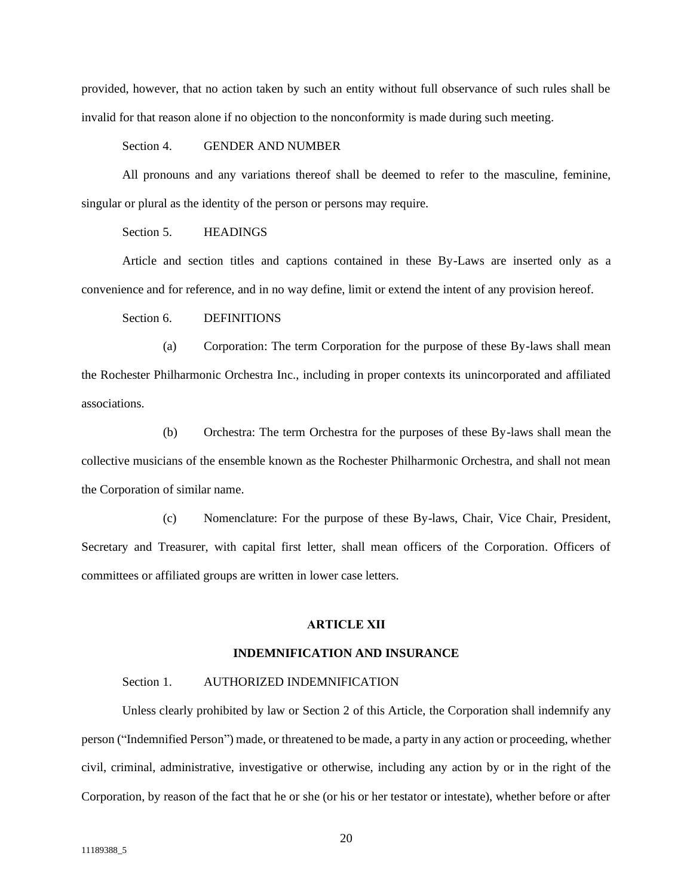provided, however, that no action taken by such an entity without full observance of such rules shall be invalid for that reason alone if no objection to the nonconformity is made during such meeting.

Section 4. GENDER AND NUMBER

All pronouns and any variations thereof shall be deemed to refer to the masculine, feminine, singular or plural as the identity of the person or persons may require.

Section 5. HEADINGS

Article and section titles and captions contained in these By-Laws are inserted only as a convenience and for reference, and in no way define, limit or extend the intent of any provision hereof.

Section 6. DEFINITIONS

(a) Corporation: The term Corporation for the purpose of these By-laws shall mean the Rochester Philharmonic Orchestra Inc., including in proper contexts its unincorporated and affiliated associations.

(b) Orchestra: The term Orchestra for the purposes of these By-laws shall mean the collective musicians of the ensemble known as the Rochester Philharmonic Orchestra, and shall not mean the Corporation of similar name.

(c) Nomenclature: For the purpose of these By-laws, Chair, Vice Chair, President, Secretary and Treasurer, with capital first letter, shall mean officers of the Corporation. Officers of committees or affiliated groups are written in lower case letters.

## ARTICLE XII

## INDEMNIFICATION AND INSURANCE

Section 1. AUTHORIZED INDEMNIFICATION

Unless clearly prohibited by law or Section 2 of this Article, the Corporation shall indemnify any person ("Indemnified Person") made, or threatened to be made, a party in any action or proceeding, whether civil, criminal, administrative, investigative or otherwise, including any action by or in the right of the Corporation, by reason of the fact that he or she (or his or her testator or intestate), whether before or after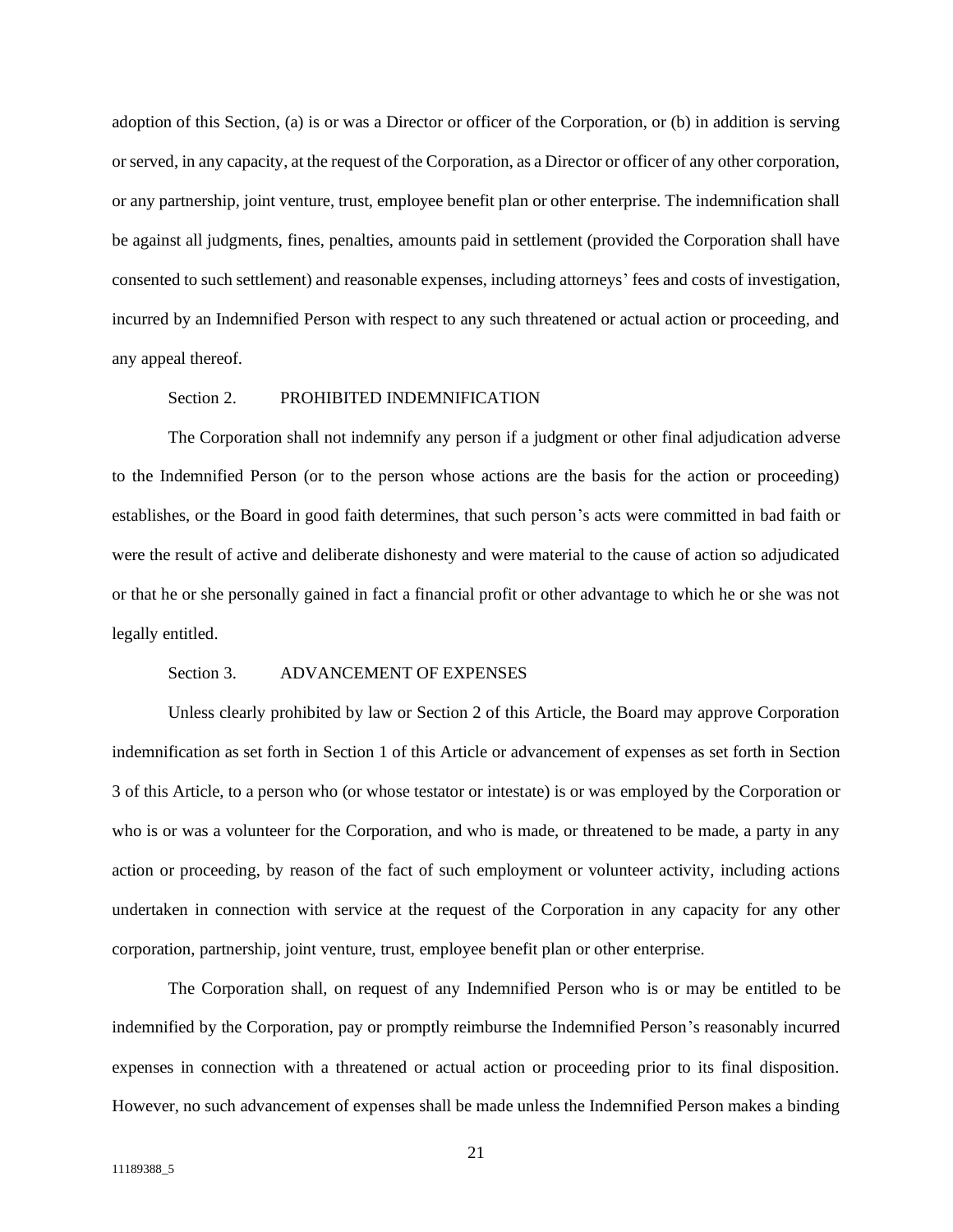adoption of this Section, (a) is or was a Director or officer of the Corporation, or (b) in addition is serving or served, in any capacity, at the request of the Corporation, as a Director or officer of any other corporation, or any partnership, joint venture, trust, employee benefit plan or other enterprise. The indemnification shall be against all judgments, fines, penalties, amounts paid in settlement (provided the Corporation shall have consented to such settlement) and reasonable expenses, including attorneys' fees and costs of investigation, incurred by an Indemnified Person with respect to any such threatened or actual action or proceeding, and any appeal thereof.

Section 2. PROHIBITED INDEMNIFICATION

The Corporation shall not indemnify any person if a judgment or other final adjudication adverse to the Indemnified Person (or to the person whose actions are the basis for the action or proceeding) establishes, or the Board in good faith determines, that such person's acts were committed in bad faith or were the result of active and deliberate dishonesty and were material to the cause of action so adjudicated or that he or she personally gained in fact a financial profit or other advantage to which he or she was not legally entitled.

Section 3. ADVANCEMENT OF EXPENSES

Unless clearly prohibited by law or Section 2 of this Article, the Board may approve Corporation indemnification as set forth in Section 1 of this Article or advancement of expenses as set forth in Section 3 of this Article, to a person who (or whose testator or intestate) is or was employed by the Corporation or who is or was a volunteer for the Corporation, and who is made, or threatened to be made, a party in any action or proceeding, by reason of the fact of such employment or volunteer activity, including actions undertaken in connection with service at the request of the Corporation in any capacity for any other corporation, partnership, joint venture, trust, employee benefit plan or other enterprise.

The Corporation shall, on request of any Indemnified Person who is or may be entitled to be indemnified by the Corporation, pay or promptly reimburse the Indemnified Person's reasonably incurred expenses in connection with a threatened or actual action or proceeding prior to its final disposition. However, no such advancement of expenses shall be made unless the Indemnified Person makes a binding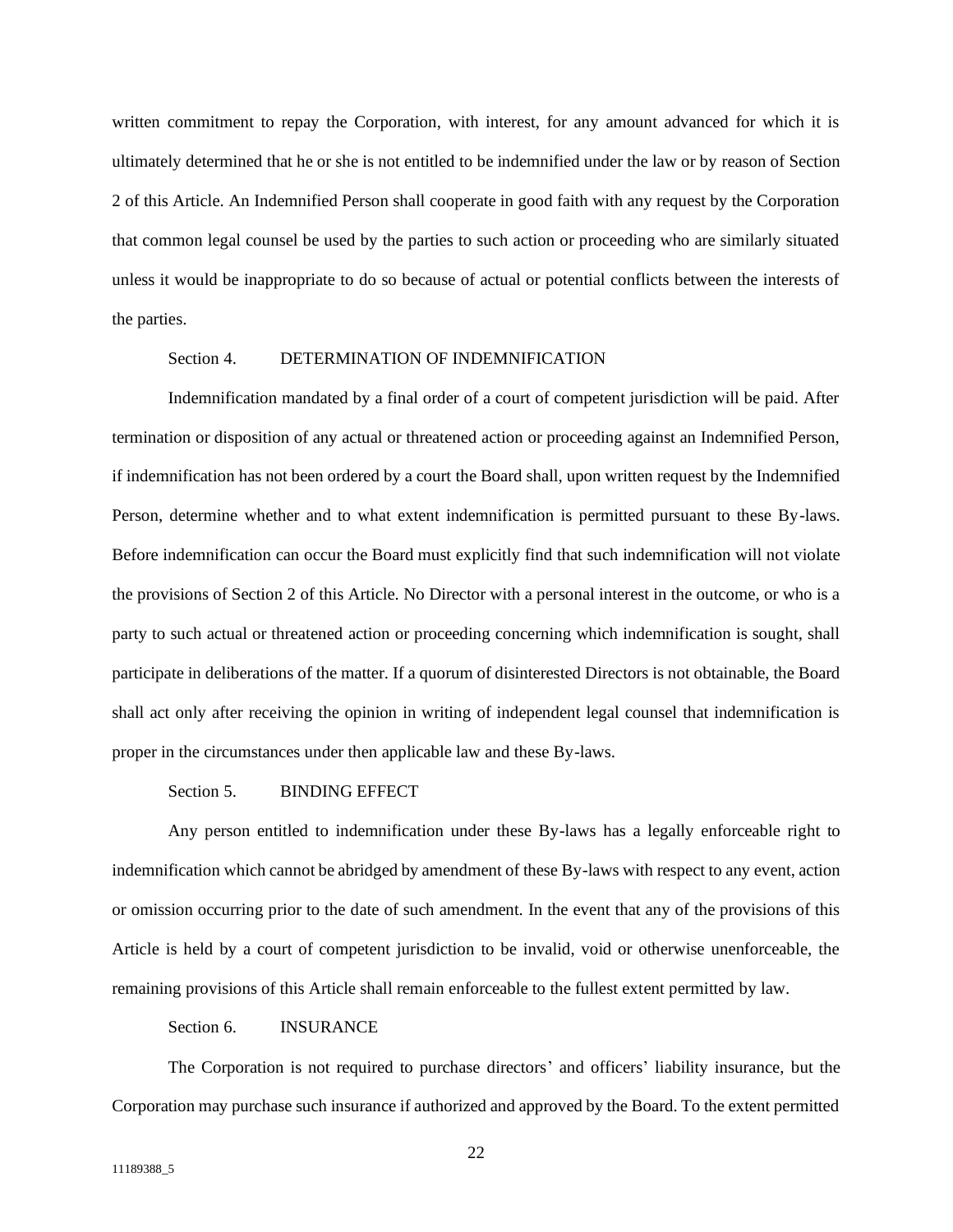written commitment to repay the Corporation, with interest, for any amount advanced for which it is ultimately determined that he or she is not entitled to be indemnified under the law or by reason of Section 2 of this Article. An Indemnified Person shall cooperate in good faith with any request by the Corporation that common legal counsel be used by the parties to such action or proceeding who are similarly situated unless it would be inappropriate to do so because of actual or potential conflicts between the interests of the parties.

Section 4. DETERMINATION OF INDEMNIFICATION

Indemnification mandated by a final order of a court of competent jurisdiction will be paid. After termination or disposition of any actual or threatened action or proceeding against an Indemnified Person, if indemnification has not been ordered by a court the Board shall, upon written request by the Indemnified Person, determine whether and to what extent indemnification is permitted pursuant to these By-laws. Before indemnification can occur the Board must explicitly find that such indemnification will not violate the provisions of Section 2 of this Article. No Director with a personal interest in the outcome, or who is a party to such actual or threatened action or proceeding concerning which indemnification is sought, shall participate in deliberations of the matter. If a quorum of disinterested Directors is not obtainable, the Board shall act only after receiving the opinion in writing of independent legal counsel that indemnification is proper in the circumstances under then applicable law and these By-laws.

Section 5. BINDING EFFECT

Any person entitled to indemnification under these By-laws has a legally enforceable right to indemnification which cannot be abridged by amendment of these By-laws with respect to any event, action or omission occurring prior to the date of such amendment. In the event that any of the provisions of this Article is held by a court of competent jurisdiction to be invalid, void or otherwise unenforceable, the remaining provisions of this Article shall remain enforceable to the fullest extent permitted by law.

Section 6. INSURANCE

The Corporation is not required to purchase directors' and officers' liability insurance, but the Corporation may purchase such insurance if authorized and approved by the Board. To the extent permitted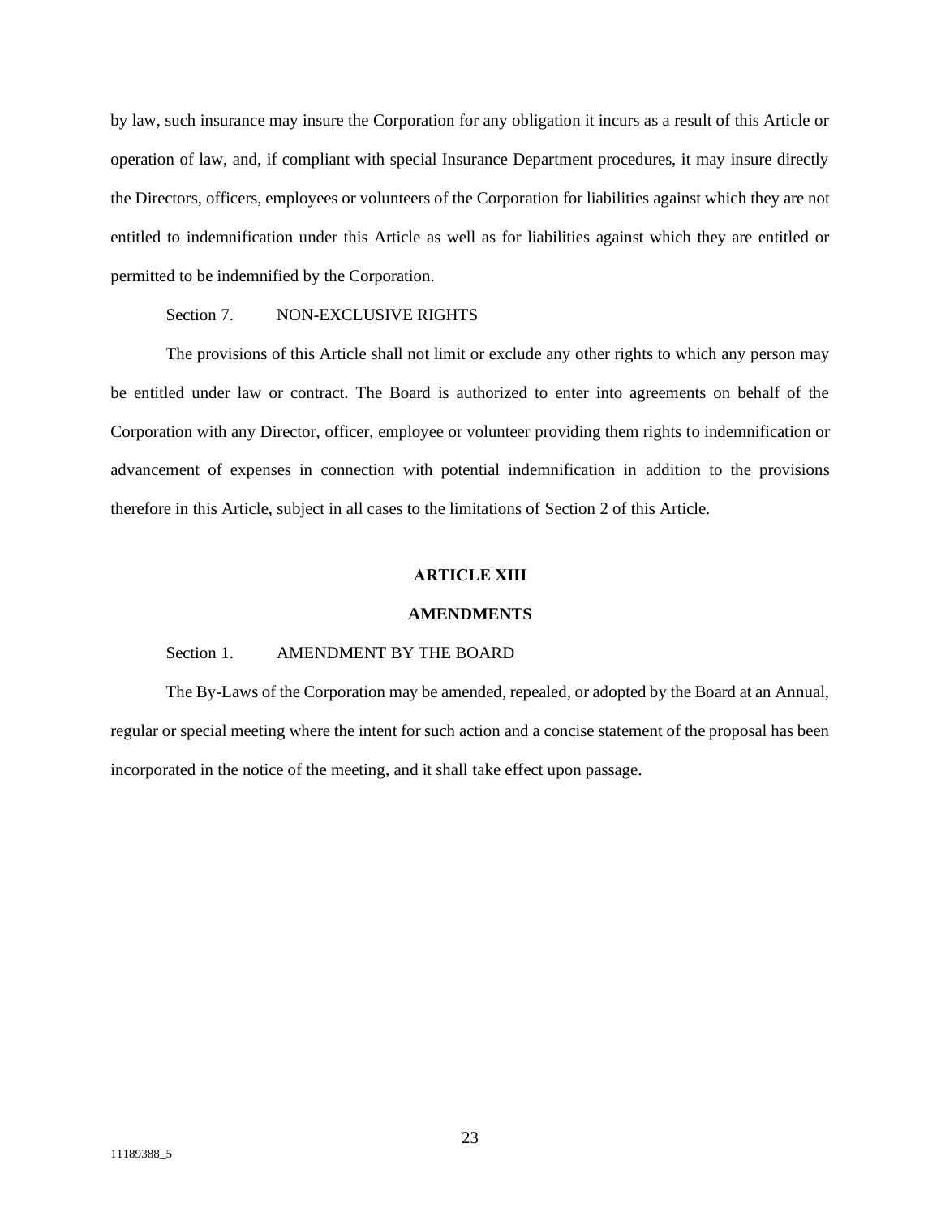by law, such insurance may insure the Corporation for any obligation it incurs as a result of this Article or operation of law, and, if compliant with special Insurance Department procedures, it may insure directly the Directors, officers, employees or volunteers of the Corporation for liabilities against which they are not entitled to indemnification under this Article as well as for liabilities against which they are entitled or permitted to be indemnified by the Corporation.

Section 7. NON-EXCLUSIVE RIGHTS

The provisions of this Article shall not limit or exclude any other rights to which any person may be entitled under law or contract. The Board is authorized to enter into agreements on behalf of the Corporation with any Director, officer, employee or volunteer providing them rights to indemnification or advancement of expenses in connection with potential indemnification in addition to the provisions therefore in this Article, subject in all cases to the limitations of Section 2 of this Article.

## ARTICLE XIII

## AMENDMENTS

Section 1. AMENDMENT BY THE BOARD

The By-Laws of the Corporation may be amended, repealed, or adopted by the Board at an Annual, regular or special meeting where the intent for such action and a concise statement of the proposal has been incorporated in the notice of the meeting, and it shall take effect upon passage.

11189388_5